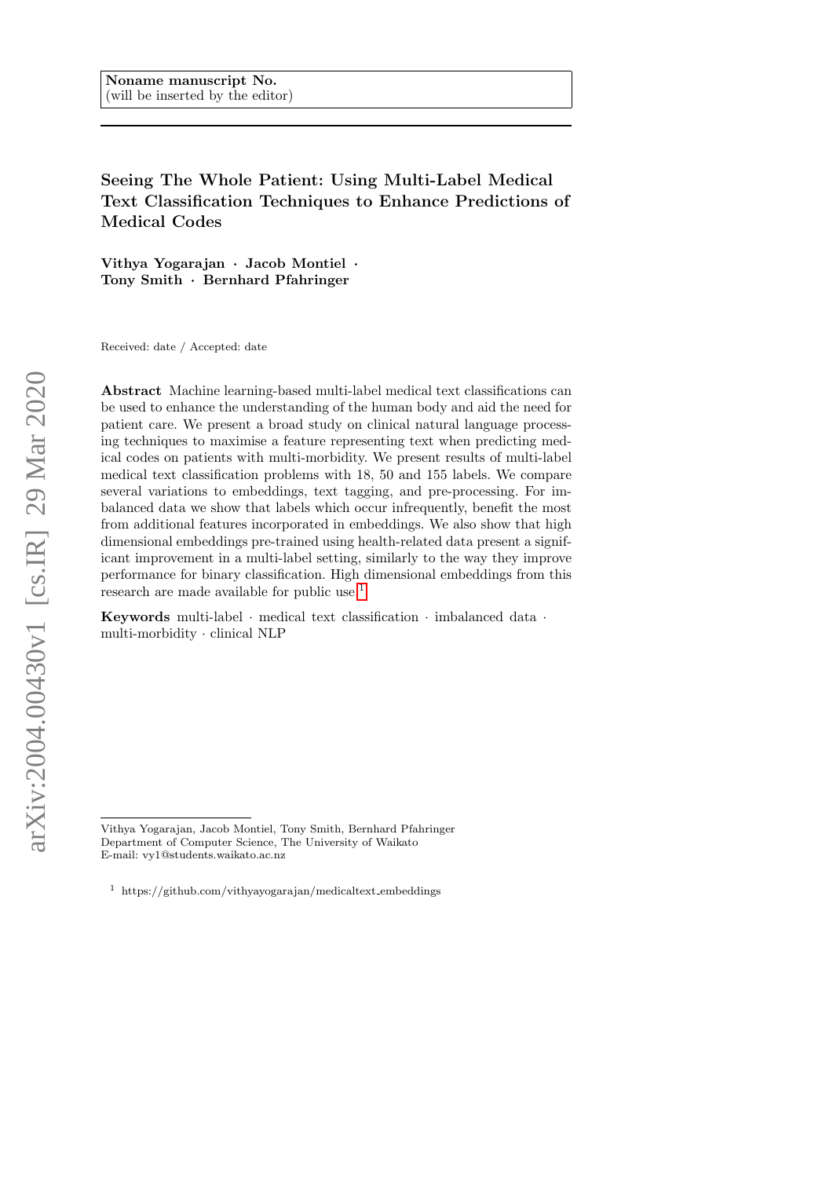Noname manuscript No.
(will be inserted by the editor)

# Seeing The Whole Patient: Using Multi-Label Medical Text Classification Techniques to Enhance Predictions of Medical Codes

**Vithya Yogarajan · Jacob Montiel · Tony Smith · Bernhard Pfahringer**

Received: date / Accepted: date

**Abstract** Machine learning-based multi-label medical text classifications can be used to enhance the understanding of the human body and aid the need for patient care. We present a broad study on clinical natural language processing techniques to maximise a feature representing text when predicting medical codes on patients with multi-morbidity. We present results of multi-label medical text classification problems with 18, 50 and 155 labels. We compare several variations to embeddings, text tagging, and pre-processing. For imbalanced data we show that labels which occur infrequently, benefit the most from additional features incorporated in embeddings. We also show that high dimensional embeddings pre-trained using health-related data present a significant improvement in a multi-label setting, similarly to the way they improve performance for binary classification. High dimensional embeddings from this research are made available for public use.[1]

**Keywords** multi-label · medical text classification · imbalanced data · multi-morbidity · clinical NLP

---

Vithya Yogarajan, Jacob Montiel, Tony Smith, Bernhard Pfahringer
Department of Computer Science, The University of Waikato
E-mail: vy1@students.waikato.ac.nz

[1] https://github.com/vithyayogarajan/medicaltext_embeddings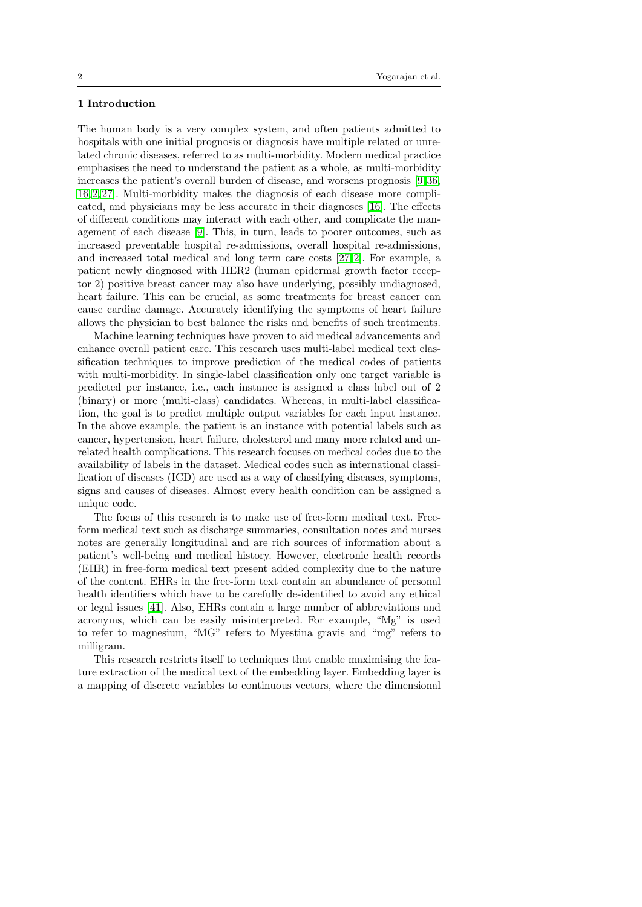## 1 Introduction

The human body is a very complex system, and often patients admitted to hospitals with one initial prognosis or diagnosis have multiple related or unrelated chronic diseases, referred to as multi-morbidity. Modern medical practice emphasises the need to understand the patient as a whole, as multi-morbidity increases the patient's overall burden of disease, and worsens prognosis [9,36,16,2,27]. Multi-morbidity makes the diagnosis of each disease more complicated, and physicians may be less accurate in their diagnoses [16]. The effects of different conditions may interact with each other, and complicate the management of each disease [9]. This, in turn, leads to poorer outcomes, such as increased preventable hospital re-admissions, overall hospital re-admissions, and increased total medical and long term care costs [27,2]. For example, a patient newly diagnosed with HER2 (human epidermal growth factor receptor 2) positive breast cancer may also have underlying, possibly undiagnosed, heart failure. This can be crucial, as some treatments for breast cancer can cause cardiac damage. Accurately identifying the symptoms of heart failure allows the physician to best balance the risks and benefits of such treatments.

Machine learning techniques have proven to aid medical advancements and enhance overall patient care. This research uses multi-label medical text classification techniques to improve prediction of the medical codes of patients with multi-morbidity. In single-label classification only one target variable is predicted per instance, i.e., each instance is assigned a class label out of 2 (binary) or more (multi-class) candidates. Whereas, in multi-label classification, the goal is to predict multiple output variables for each input instance. In the above example, the patient is an instance with potential labels such as cancer, hypertension, heart failure, cholesterol and many more related and unrelated health complications. This research focuses on medical codes due to the availability of labels in the dataset. Medical codes such as international classification of diseases (ICD) are used as a way of classifying diseases, symptoms, signs and causes of diseases. Almost every health condition can be assigned a unique code.

The focus of this research is to make use of free-form medical text. Free-form medical text such as discharge summaries, consultation notes and nurses notes are generally longitudinal and are rich sources of information about a patient's well-being and medical history. However, electronic health records (EHR) in free-form medical text present added complexity due to the nature of the content. EHRs in the free-form text contain an abundance of personal health identifiers which have to be carefully de-identified to avoid any ethical or legal issues [41]. Also, EHRs contain a large number of abbreviations and acronyms, which can be easily misinterpreted. For example, "Mg" is used to refer to magnesium, "MG" refers to Myestina gravis and "mg" refers to milligram.

This research restricts itself to techniques that enable maximising the feature extraction of the medical text of the embedding layer. Embedding layer is a mapping of discrete variables to continuous vectors, where the dimensional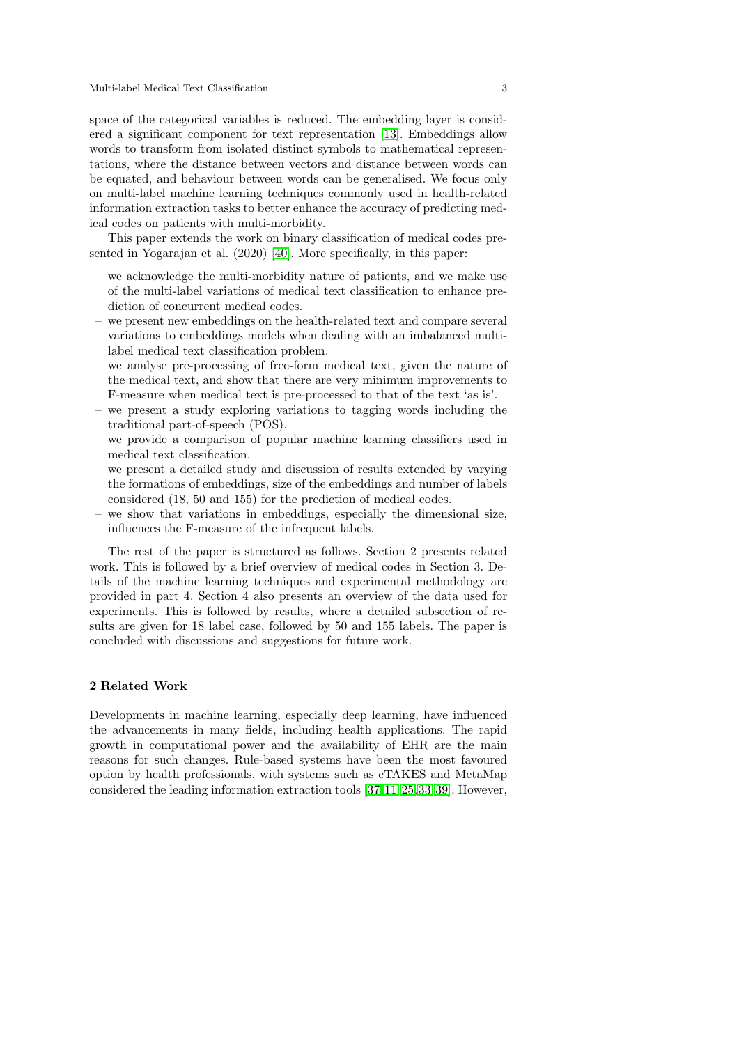space of the categorical variables is reduced. The embedding layer is considered a significant component for text representation [13]. Embeddings allow words to transform from isolated distinct symbols to mathematical representations, where the distance between vectors and distance between words can be equated, and behaviour between words can be generalised. We focus only on multi-label machine learning techniques commonly used in health-related information extraction tasks to better enhance the accuracy of predicting medical codes on patients with multi-morbidity.

This paper extends the work on binary classification of medical codes presented in Yogarajan et al. (2020) [40]. More specifically, in this paper:

- we acknowledge the multi-morbidity nature of patients, and we make use of the multi-label variations of medical text classification to enhance prediction of concurrent medical codes.
- we present new embeddings on the health-related text and compare several variations to embeddings models when dealing with an imbalanced multi-label medical text classification problem.
- we analyse pre-processing of free-form medical text, given the nature of the medical text, and show that there are very minimum improvements to F-measure when medical text is pre-processed to that of the text 'as is'.
- we present a study exploring variations to tagging words including the traditional part-of-speech (POS).
- we provide a comparison of popular machine learning classifiers used in medical text classification.
- we present a detailed study and discussion of results extended by varying the formations of embeddings, size of the embeddings and number of labels considered (18, 50 and 155) for the prediction of medical codes.
- we show that variations in embeddings, especially the dimensional size, influences the F-measure of the infrequent labels.

The rest of the paper is structured as follows. Section 2 presents related work. This is followed by a brief overview of medical codes in Section 3. Details of the machine learning techniques and experimental methodology are provided in part 4. Section 4 also presents an overview of the data used for experiments. This is followed by results, where a detailed subsection of results are given for 18 label case, followed by 50 and 155 labels. The paper is concluded with discussions and suggestions for future work.

## 2 Related Work

Developments in machine learning, especially deep learning, have influenced the advancements in many fields, including health applications. The rapid growth in computational power and the availability of EHR are the main reasons for such changes. Rule-based systems have been the most favoured option by health professionals, with systems such as cTAKES and MetaMap considered the leading information extraction tools [37,11,25,33,39]. However,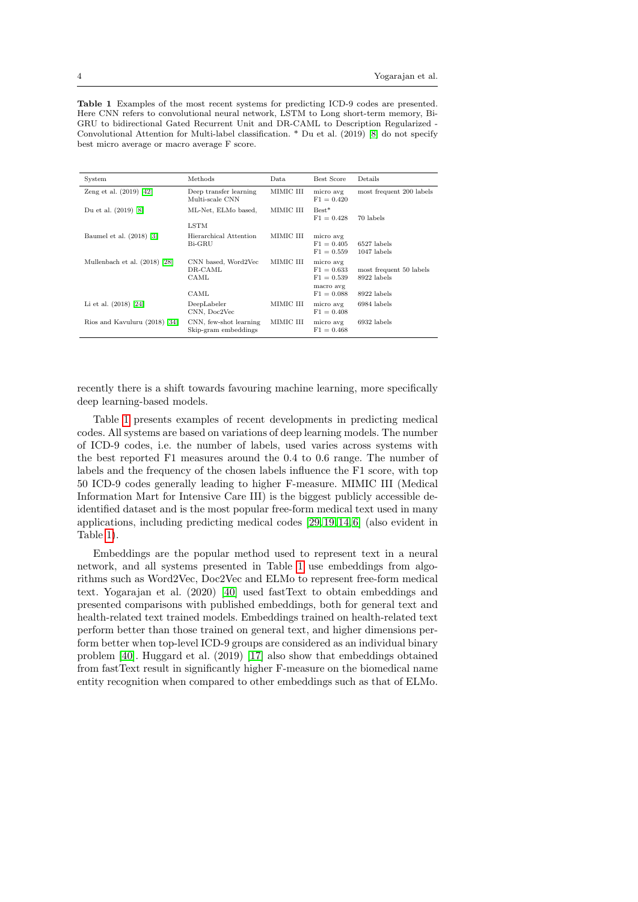**Table 1** Examples of the most recent systems for predicting ICD-9 codes are presented. Here CNN refers to convolutional neural network, LSTM to Long short-term memory, Bi-GRU to bidirectional Gated Recurrent Unit and DR-CAML to Description Regularized - Convolutional Attention for Multi-label classification. * Du et al. (2019) [8] do not specify best micro average or macro average F score.

| System | Methods | Data | Best Score | Details |
|---|---|---|---|---|
| Zeng et al. (2019) [42] | Deep transfer learning Multi-scale CNN | MIMIC III | micro avg F1 = 0.420 | most frequent 200 labels |
| Du et al. (2019) [8] | ML-Net, ELMo based, LSTM | MIMIC III | Best* F1 = 0.428 | 70 labels |
| Baumel et al. (2018) [3] | Hierarchical Attention Bi-GRU | MIMIC III | micro avg F1 = 0.405 F1 = 0.559 | 6527 labels 1047 labels |
| Mullenbach et al. (2018) [28] | CNN based, Word2Vec DR-CAML CAML | MIMIC III | micro avg F1 = 0.633 F1 = 0.539 | most frequent 50 labels 8922 labels |
| | CAML | | macro avg F1 = 0.088 | 8922 labels |
| Li et al. (2018) [24] | DeepLabeler CNN, Doc2Vec | MIMIC III | micro avg F1 = 0.408 | 6984 labels |
| Rios and Kavuluru (2018) [34] | CNN, few-shot learning Skip-gram embeddings | MIMIC III | micro avg F1 = 0.468 | 6932 labels |

recently there is a shift towards favouring machine learning, more specifically deep learning-based models.

Table 1 presents examples of recent developments in predicting medical codes. All systems are based on variations of deep learning models. The number of ICD-9 codes, i.e. the number of labels, used varies across systems with the best reported F1 measures around the 0.4 to 0.6 range. The number of labels and the frequency of the chosen labels influence the F1 score, with top 50 ICD-9 codes generally leading to higher F-measure. MIMIC III (Medical Information Mart for Intensive Care III) is the biggest publicly accessible de-identified dataset and is the most popular free-form medical text used in many applications, including predicting medical codes [29,19,14,6] (also evident in Table 1).

Embeddings are the popular method used to represent text in a neural network, and all systems presented in Table 1 use embeddings from algorithms such as Word2Vec, Doc2Vec and ELMo to represent free-form medical text. Yogarajan et al. (2020) [40] used fastText to obtain embeddings and presented comparisons with published embeddings, both for general text and health-related text trained models. Embeddings trained on health-related text perform better than those trained on general text, and higher dimensions perform better when top-level ICD-9 groups are considered as an individual binary problem [40]. Huggard et al. (2019) [17] also show that embeddings obtained from fastText result in significantly higher F-measure on the biomedical name entity recognition when compared to other embeddings such as that of ELMo.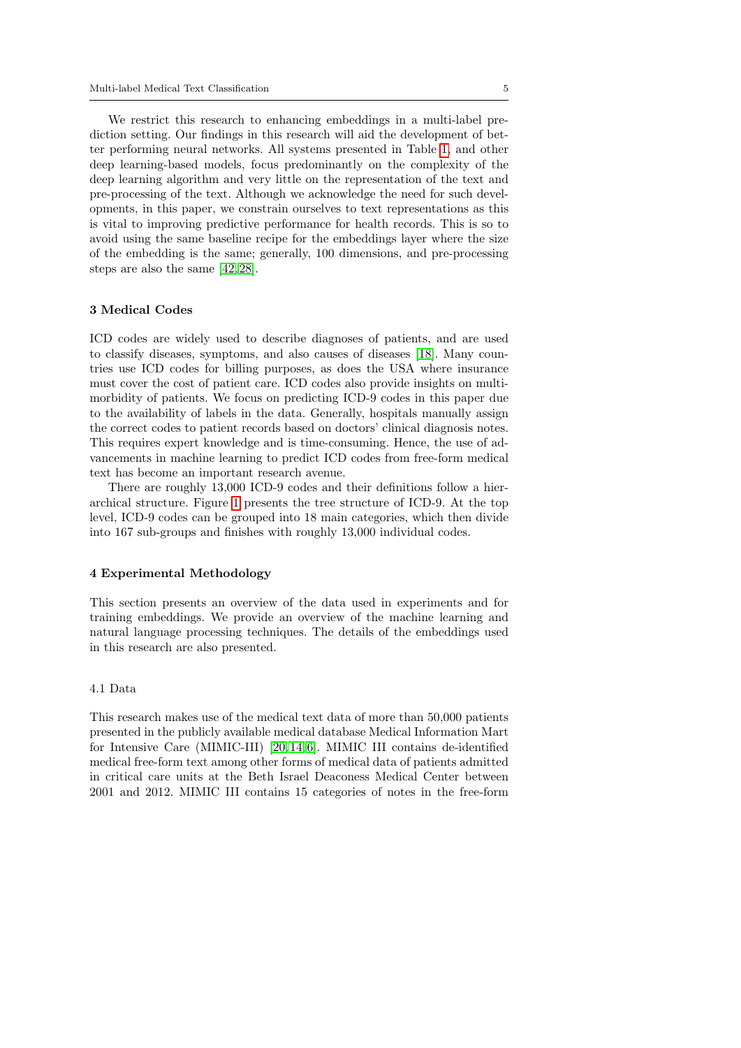We restrict this research to enhancing embeddings in a multi-label prediction setting. Our findings in this research will aid the development of better performing neural networks. All systems presented in Table 1, and other deep learning-based models, focus predominantly on the complexity of the deep learning algorithm and very little on the representation of the text and pre-processing of the text. Although we acknowledge the need for such developments, in this paper, we constrain ourselves to text representations as this is vital to improving predictive performance for health records. This is so to avoid using the same baseline recipe for the embeddings layer where the size of the embedding is the same; generally, 100 dimensions, and pre-processing steps are also the same [42,28].

## 3 Medical Codes

ICD codes are widely used to describe diagnoses of patients, and are used to classify diseases, symptoms, and also causes of diseases [18]. Many countries use ICD codes for billing purposes, as does the USA where insurance must cover the cost of patient care. ICD codes also provide insights on multi-morbidity of patients. We focus on predicting ICD-9 codes in this paper due to the availability of labels in the data. Generally, hospitals manually assign the correct codes to patient records based on doctors' clinical diagnosis notes. This requires expert knowledge and is time-consuming. Hence, the use of advancements in machine learning to predict ICD codes from free-form medical text has become an important research avenue.

There are roughly 13,000 ICD-9 codes and their definitions follow a hierarchical structure. Figure 1 presents the tree structure of ICD-9. At the top level, ICD-9 codes can be grouped into 18 main categories, which then divide into 167 sub-groups and finishes with roughly 13,000 individual codes.

## 4 Experimental Methodology

This section presents an overview of the data used in experiments and for training embeddings. We provide an overview of the machine learning and natural language processing techniques. The details of the embeddings used in this research are also presented.

### 4.1 Data

This research makes use of the medical text data of more than 50,000 patients presented in the publicly available medical database Medical Information Mart for Intensive Care (MIMIC-III) [20,14,6]. MIMIC III contains de-identified medical free-form text among other forms of medical data of patients admitted in critical care units at the Beth Israel Deaconess Medical Center between 2001 and 2012. MIMIC III contains 15 categories of notes in the free-form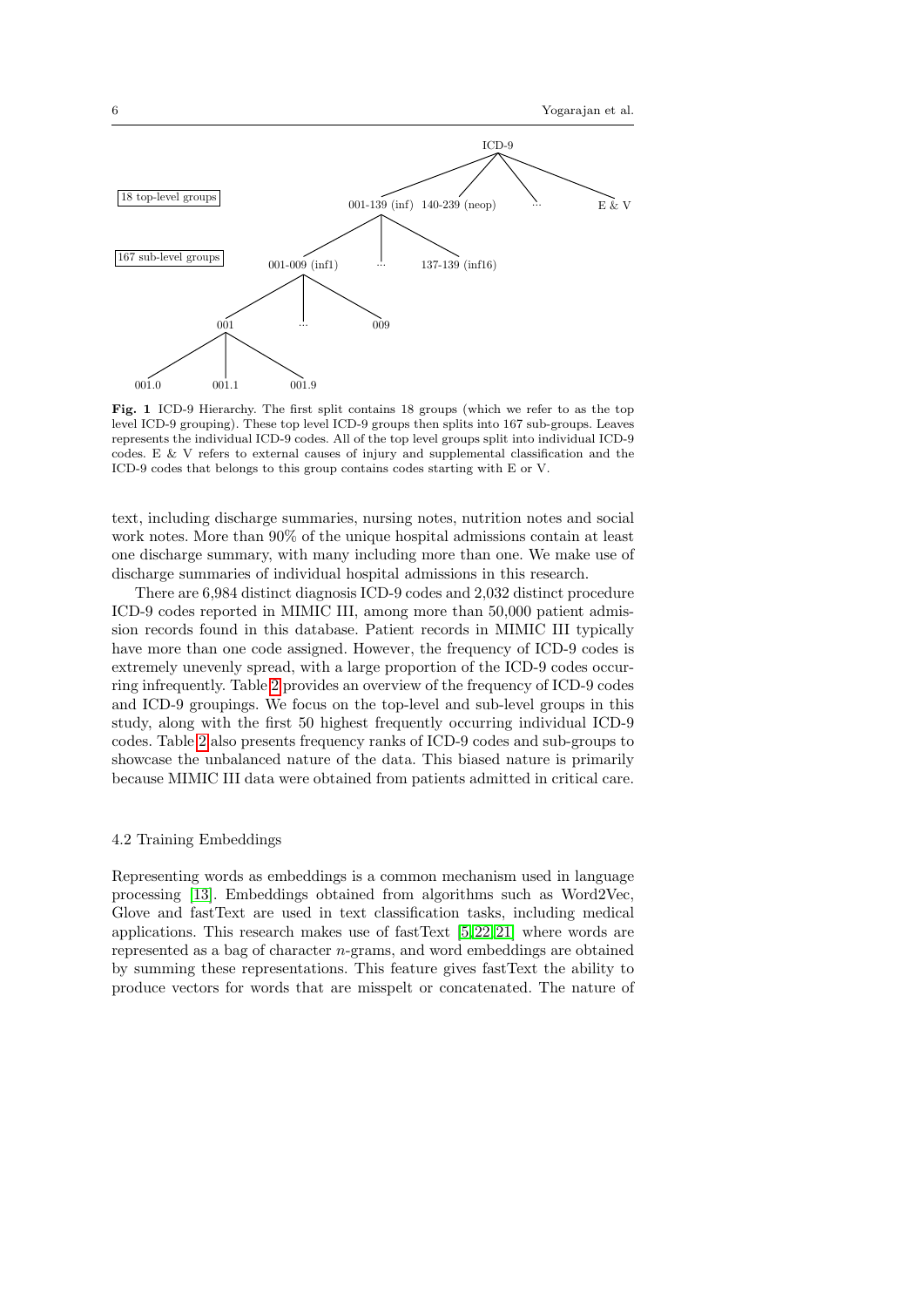**Fig. 1** ICD-9 Hierarchy. The first split contains 18 groups (which we refer to as the top level ICD-9 grouping). These top level ICD-9 groups then splits into 167 sub-groups. Leaves represents the individual ICD-9 codes. All of the top level groups split into individual ICD-9 codes. E & V refers to external causes of injury and supplemental classification and the ICD-9 codes that belongs to this group contains codes starting with E or V.

text, including discharge summaries, nursing notes, nutrition notes and social work notes. More than 90% of the unique hospital admissions contain at least one discharge summary, with many including more than one. We make use of discharge summaries of individual hospital admissions in this research.

There are 6,984 distinct diagnosis ICD-9 codes and 2,032 distinct procedure ICD-9 codes reported in MIMIC III, among more than 50,000 patient admission records found in this database. Patient records in MIMIC III typically have more than one code assigned. However, the frequency of ICD-9 codes is extremely unevenly spread, with a large proportion of the ICD-9 codes occurring infrequently. Table 2 provides an overview of the frequency of ICD-9 codes and ICD-9 groupings. We focus on the top-level and sub-level groups in this study, along with the first 50 highest frequently occurring individual ICD-9 codes. Table 2 also presents frequency ranks of ICD-9 codes and sub-groups to showcase the unbalanced nature of the data. This biased nature is primarily because MIMIC III data were obtained from patients admitted in critical care.

### 4.2 Training Embeddings

Representing words as embeddings is a common mechanism used in language processing [13]. Embeddings obtained from algorithms such as Word2Vec, Glove and fastText are used in text classification tasks, including medical applications. This research makes use of fastText [5,22,21] where words are represented as a bag of character $n$-grams, and word embeddings are obtained by summing these representations. This feature gives fastText the ability to produce vectors for words that are misspelt or concatenated. The nature of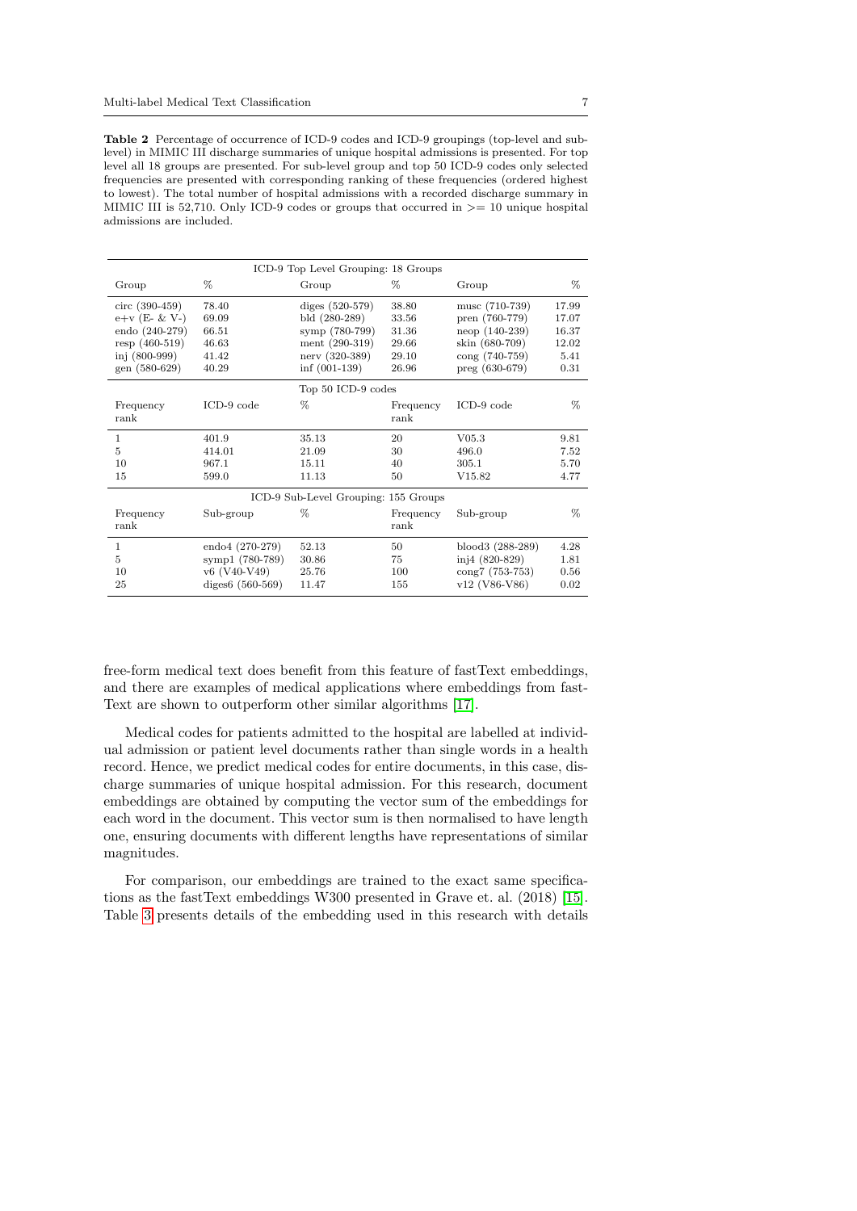**Table 2** Percentage of occurrence of ICD-9 codes and ICD-9 groupings (top-level and sub-level) in MIMIC III discharge summaries of unique hospital admissions is presented. For top level all 18 groups are presented. For sub-level group and top 50 ICD-9 codes only selected frequencies are presented with corresponding ranking of these frequencies (ordered highest to lowest). The total number of hospital admissions with a recorded discharge summary in MIMIC III is 52,710. Only ICD-9 codes or groups that occurred in >= 10 unique hospital admissions are included.

| ICD-9 Top Level Grouping: 18 Groups | | | | | |
|---|---|---|---|---|---|
| Group | % | Group | % | Group | % |
| circ (390-459) | 78.40 | diges (520-579) | 38.80 | musc (710-739) | 17.99 |
| e+v (E- & V-) | 69.09 | bld (280-289) | 33.56 | pren (760-779) | 17.07 |
| endo (240-279) | 66.51 | symp (780-799) | 31.36 | neop (140-239) | 16.37 |
| resp (460-519) | 46.63 | ment (290-319) | 29.66 | skin (680-709) | 12.02 |
| inj (800-999) | 41.42 | nerv (320-389) | 29.10 | cong (740-759) | 5.41 |
| gen (580-629) | 40.29 | inf (001-139) | 26.96 | preg (630-679) | 0.31 |
| **Top 50 ICD-9 codes** | | | | | |
| Frequency rank | ICD-9 code | % | Frequency rank | ICD-9 code | % |
| 1 | 401.9 | 35.13 | 20 | V05.3 | 9.81 |
| 5 | 414.01 | 21.09 | 30 | 496.0 | 7.52 |
| 10 | 967.1 | 15.11 | 40 | 305.1 | 5.70 |
| 15 | 599.0 | 11.13 | 50 | V15.82 | 4.77 |
| **ICD-9 Sub-Level Grouping: 155 Groups** | | | | | |
| Frequency rank | Sub-group | % | Frequency rank | Sub-group | % |
| 1 | endo4 (270-279) | 52.13 | 50 | blood3 (288-289) | 4.28 |
| 5 | symp1 (780-789) | 30.86 | 75 | inj4 (820-829) | 1.81 |
| 10 | v6 (V40-V49) | 25.76 | 100 | cong7 (753-753) | 0.56 |
| 25 | diges6 (560-569) | 11.47 | 155 | v12 (V86-V86) | 0.02 |

free-form medical text does benefit from this feature of fastText embeddings, and there are examples of medical applications where embeddings from fastText are shown to outperform other similar algorithms [17].

Medical codes for patients admitted to the hospital are labelled at individual admission or patient level documents rather than single words in a health record. Hence, we predict medical codes for entire documents, in this case, discharge summaries of unique hospital admission. For this research, document embeddings are obtained by computing the vector sum of the embeddings for each word in the document. This vector sum is then normalised to have length one, ensuring documents with different lengths have representations of similar magnitudes.

For comparison, our embeddings are trained to the exact same specifications as the fastText embeddings W300 presented in Grave et. al. (2018) [15]. Table 3 presents details of the embedding used in this research with details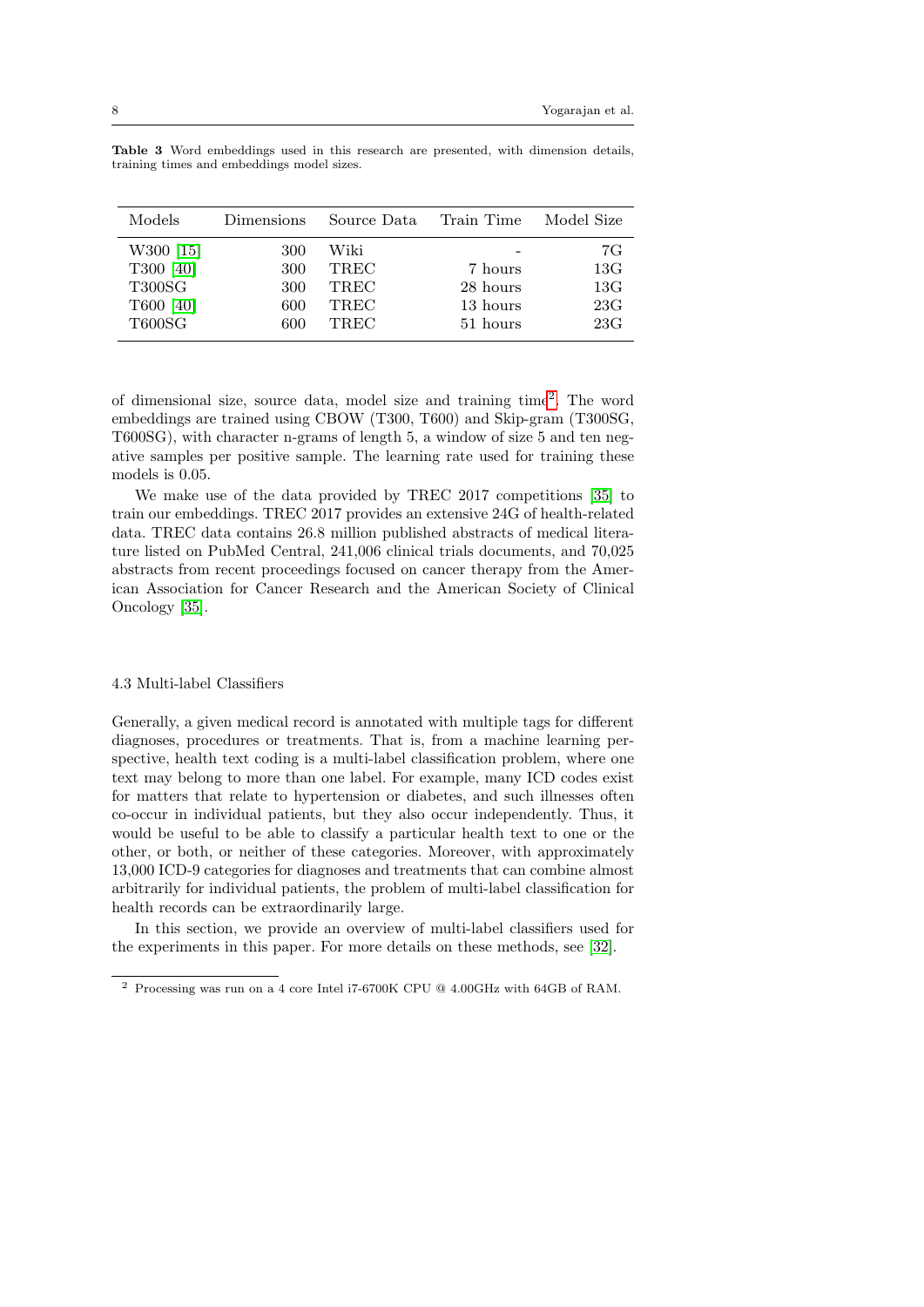**Table 3** Word embeddings used in this research are presented, with dimension details, training times and embeddings model sizes.

| Models | Dimensions | Source Data | Train Time | Model Size |
|---|---|---|---|---|
| W300 [15] | 300 | Wiki | - | 7G |
| T300 [40] | 300 | TREC | 7 hours | 13G |
| T300SG | 300 | TREC | 28 hours | 13G |
| T600 [40] | 600 | TREC | 13 hours | 23G |
| T600SG | 600 | TREC | 51 hours | 23G |

of dimensional size, source data, model size and training time[2]. The word embeddings are trained using CBOW (T300, T600) and Skip-gram (T300SG, T600SG), with character n-grams of length 5, a window of size 5 and ten negative samples per positive sample. The learning rate used for training these models is 0.05.

We make use of the data provided by TREC 2017 competitions [35] to train our embeddings. TREC 2017 provides an extensive 24G of health-related data. TREC data contains 26.8 million published abstracts of medical literature listed on PubMed Central, 241,006 clinical trials documents, and 70,025 abstracts from recent proceedings focused on cancer therapy from the American Association for Cancer Research and the American Society of Clinical Oncology [35].

### 4.3 Multi-label Classifiers

Generally, a given medical record is annotated with multiple tags for different diagnoses, procedures or treatments. That is, from a machine learning perspective, health text coding is a multi-label classification problem, where one text may belong to more than one label. For example, many ICD codes exist for matters that relate to hypertension or diabetes, and such illnesses often co-occur in individual patients, but they also occur independently. Thus, it would be useful to be able to classify a particular health text to one or the other, or both, or neither of these categories. Moreover, with approximately 13,000 ICD-9 categories for diagnoses and treatments that can combine almost arbitrarily for individual patients, the problem of multi-label classification for health records can be extraordinarily large.

In this section, we provide an overview of multi-label classifiers used for the experiments in this paper. For more details on these methods, see [32].

[2] Processing was run on a 4 core Intel i7-6700K CPU @ 4.00GHz with 64GB of RAM.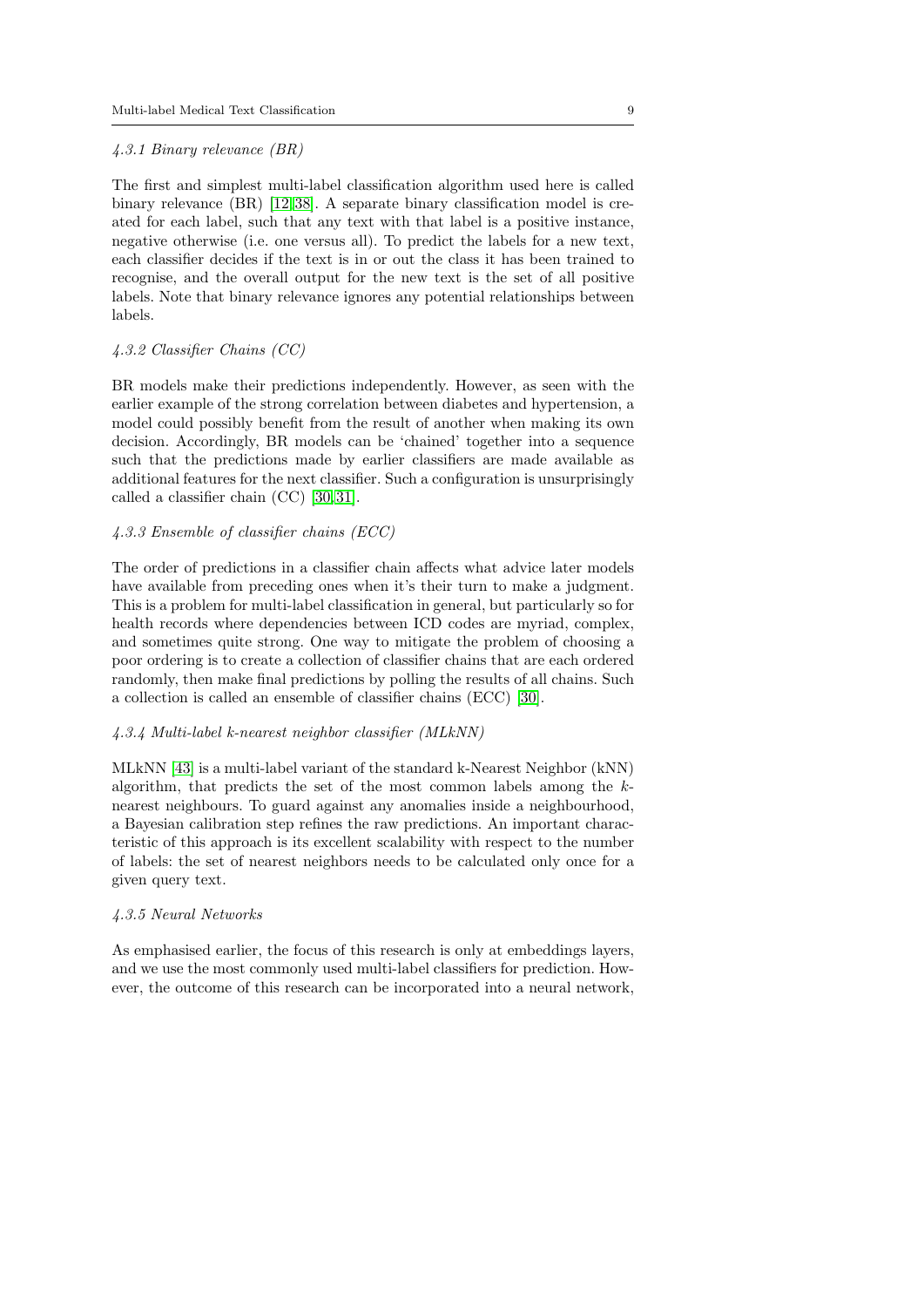#### *4.3.1 Binary relevance (BR)*

The first and simplest multi-label classification algorithm used here is called binary relevance (BR) [12,38]. A separate binary classification model is created for each label, such that any text with that label is a positive instance, negative otherwise (i.e. one versus all). To predict the labels for a new text, each classifier decides if the text is in or out the class it has been trained to recognise, and the overall output for the new text is the set of all positive labels. Note that binary relevance ignores any potential relationships between labels.

#### *4.3.2 Classifier Chains (CC)*

BR models make their predictions independently. However, as seen with the earlier example of the strong correlation between diabetes and hypertension, a model could possibly benefit from the result of another when making its own decision. Accordingly, BR models can be 'chained' together into a sequence such that the predictions made by earlier classifiers are made available as additional features for the next classifier. Such a configuration is unsurprisingly called a classifier chain (CC) [30,31].

#### *4.3.3 Ensemble of classifier chains (ECC)*

The order of predictions in a classifier chain affects what advice later models have available from preceding ones when it's their turn to make a judgment. This is a problem for multi-label classification in general, but particularly so for health records where dependencies between ICD codes are myriad, complex, and sometimes quite strong. One way to mitigate the problem of choosing a poor ordering is to create a collection of classifier chains that are each ordered randomly, then make final predictions by polling the results of all chains. Such a collection is called an ensemble of classifier chains (ECC) [30].

#### *4.3.4 Multi-label k-nearest neighbor classifier (MLkNN)*

MLkNN [43] is a multi-label variant of the standard k-Nearest Neighbor (kNN) algorithm, that predicts the set of the most common labels among the $k$-nearest neighbours. To guard against any anomalies inside a neighbourhood, a Bayesian calibration step refines the raw predictions. An important characteristic of this approach is its excellent scalability with respect to the number of labels: the set of nearest neighbors needs to be calculated only once for a given query text.

#### *4.3.5 Neural Networks*

As emphasised earlier, the focus of this research is only at embeddings layers, and we use the most commonly used multi-label classifiers for prediction. However, the outcome of this research can be incorporated into a neural network,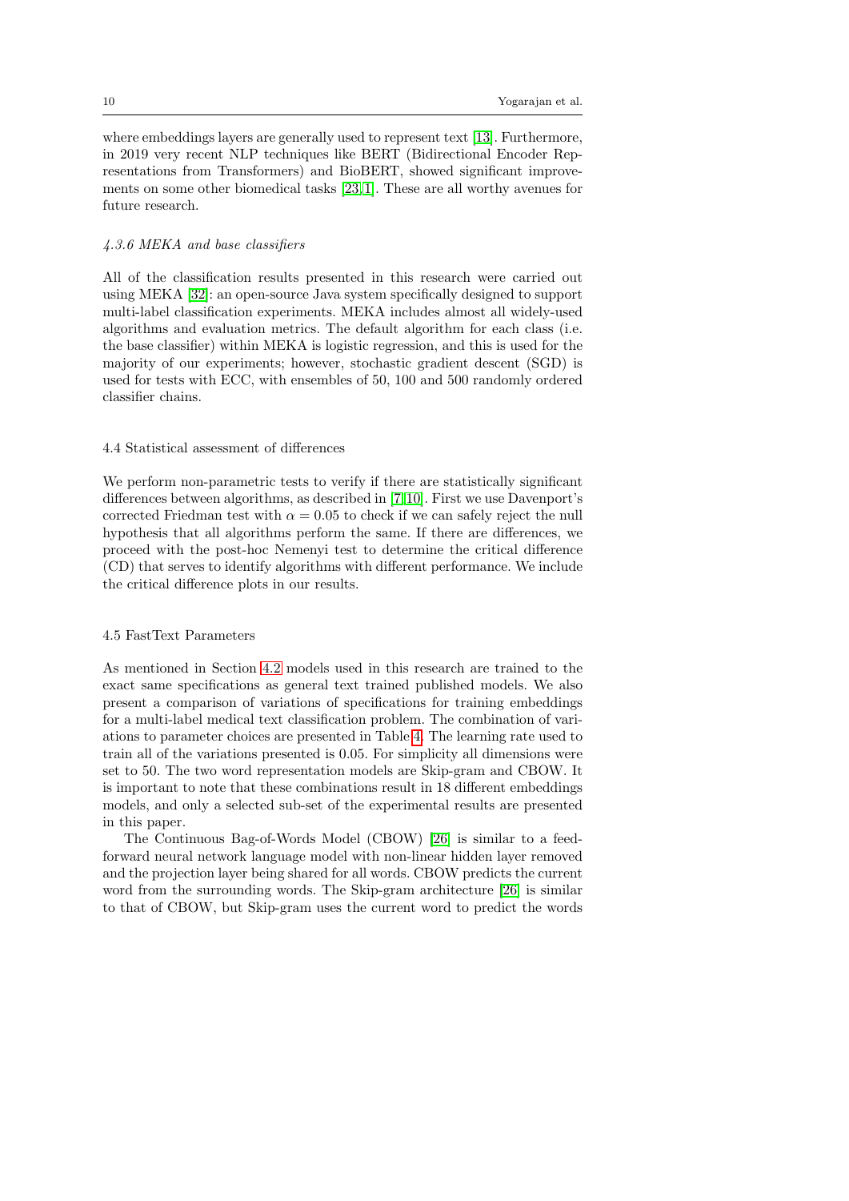where embeddings layers are generally used to represent text [13]. Furthermore, in 2019 very recent NLP techniques like BERT (Bidirectional Encoder Representations from Transformers) and BioBERT, showed significant improvements on some other biomedical tasks [23,1]. These are all worthy avenues for future research.

#### *4.3.6 MEKA and base classifiers*

All of the classification results presented in this research were carried out using MEKA [32]: an open-source Java system specifically designed to support multi-label classification experiments. MEKA includes almost all widely-used algorithms and evaluation metrics. The default algorithm for each class (i.e. the base classifier) within MEKA is logistic regression, and this is used for the majority of our experiments; however, stochastic gradient descent (SGD) is used for tests with ECC, with ensembles of 50, 100 and 500 randomly ordered classifier chains.

### 4.4 Statistical assessment of differences

We perform non-parametric tests to verify if there are statistically significant differences between algorithms, as described in [7,10]. First we use Davenport's corrected Friedman test with $\alpha = 0.05$ to check if we can safely reject the null hypothesis that all algorithms perform the same. If there are differences, we proceed with the post-hoc Nemenyi test to determine the critical difference (CD) that serves to identify algorithms with different performance. We include the critical difference plots in our results.

### 4.5 FastText Parameters

As mentioned in Section 4.2 models used in this research are trained to the exact same specifications as general text trained published models. We also present a comparison of variations of specifications for training embeddings for a multi-label medical text classification problem. The combination of variations to parameter choices are presented in Table 4. The learning rate used to train all of the variations presented is 0.05. For simplicity all dimensions were set to 50. The two word representation models are Skip-gram and CBOW. It is important to note that these combinations result in 18 different embeddings models, and only a selected sub-set of the experimental results are presented in this paper.

The Continuous Bag-of-Words Model (CBOW) [26] is similar to a feed-forward neural network language model with non-linear hidden layer removed and the projection layer being shared for all words. CBOW predicts the current word from the surrounding words. The Skip-gram architecture [26] is similar to that of CBOW, but Skip-gram uses the current word to predict the words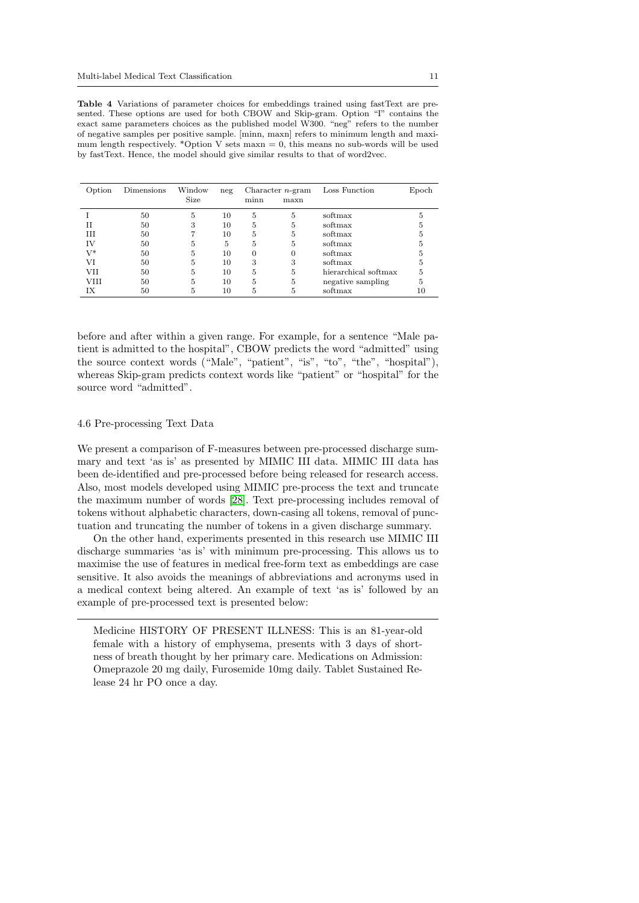**Table 4** Variations of parameter choices for embeddings trained using fastText are presented. These options are used for both CBOW and Skip-gram. Option "I" contains the exact same parameters choices as the published model W300. "neg" refers to the number of negative samples per positive sample. [minn, maxn] refers to minimum length and maximum length respectively. *Option V sets maxn = 0, this means no sub-words will be used by fastText. Hence, the model should give similar results to that of word2vec.

| Option | Dimensions | Window Size | neg | Character $n$-gram | | Loss Function | Epoch |
|---|---|---|---|---|---|---|---|
| | | | | minn | maxn | | |
| I | 50 | 5 | 10 | 5 | 5 | softmax | 5 |
| II | 50 | 3 | 10 | 5 | 5 | softmax | 5 |
| III | 50 | 7 | 10 | 5 | 5 | softmax | 5 |
| IV | 50 | 5 | 5 | 5 | 5 | softmax | 5 |
| V* | 50 | 5 | 10 | 0 | 0 | softmax | 5 |
| VI | 50 | 5 | 10 | 3 | 3 | softmax | 5 |
| VII | 50 | 5 | 10 | 5 | 5 | hierarchical softmax | 5 |
| VIII | 50 | 5 | 10 | 5 | 5 | negative sampling | 5 |
| IX | 50 | 5 | 10 | 5 | 5 | softmax | 10 |

before and after within a given range. For example, for a sentence "Male patient is admitted to the hospital", CBOW predicts the word "admitted" using the source context words ("Male", "patient", "is", "to", "the", "hospital"), whereas Skip-gram predicts context words like "patient" or "hospital" for the source word "admitted".

### 4.6 Pre-processing Text Data

We present a comparison of F-measures between pre-processed discharge summary and text 'as is' as presented by MIMIC III data. MIMIC III data has been de-identified and pre-processed before being released for research access. Also, most models developed using MIMIC pre-process the text and truncate the maximum number of words [28]. Text pre-processing includes removal of tokens without alphabetic characters, down-casing all tokens, removal of punctuation and truncating the number of tokens in a given discharge summary.

On the other hand, experiments presented in this research use MIMIC III discharge summaries 'as is' with minimum pre-processing. This allows us to maximise the use of features in medical free-form text as embeddings are case sensitive. It also avoids the meanings of abbreviations and acronyms used in a medical context being altered. An example of text 'as is' followed by an example of pre-processed text is presented below:

---

> Medicine HISTORY OF PRESENT ILLNESS: This is an 81-year-old female with a history of emphysema, presents with 3 days of shortness of breath thought by her primary care. Medications on Admission: Omeprazole 20 mg daily, Furosemide 10mg daily. Tablet Sustained Release 24 hr PO once a day.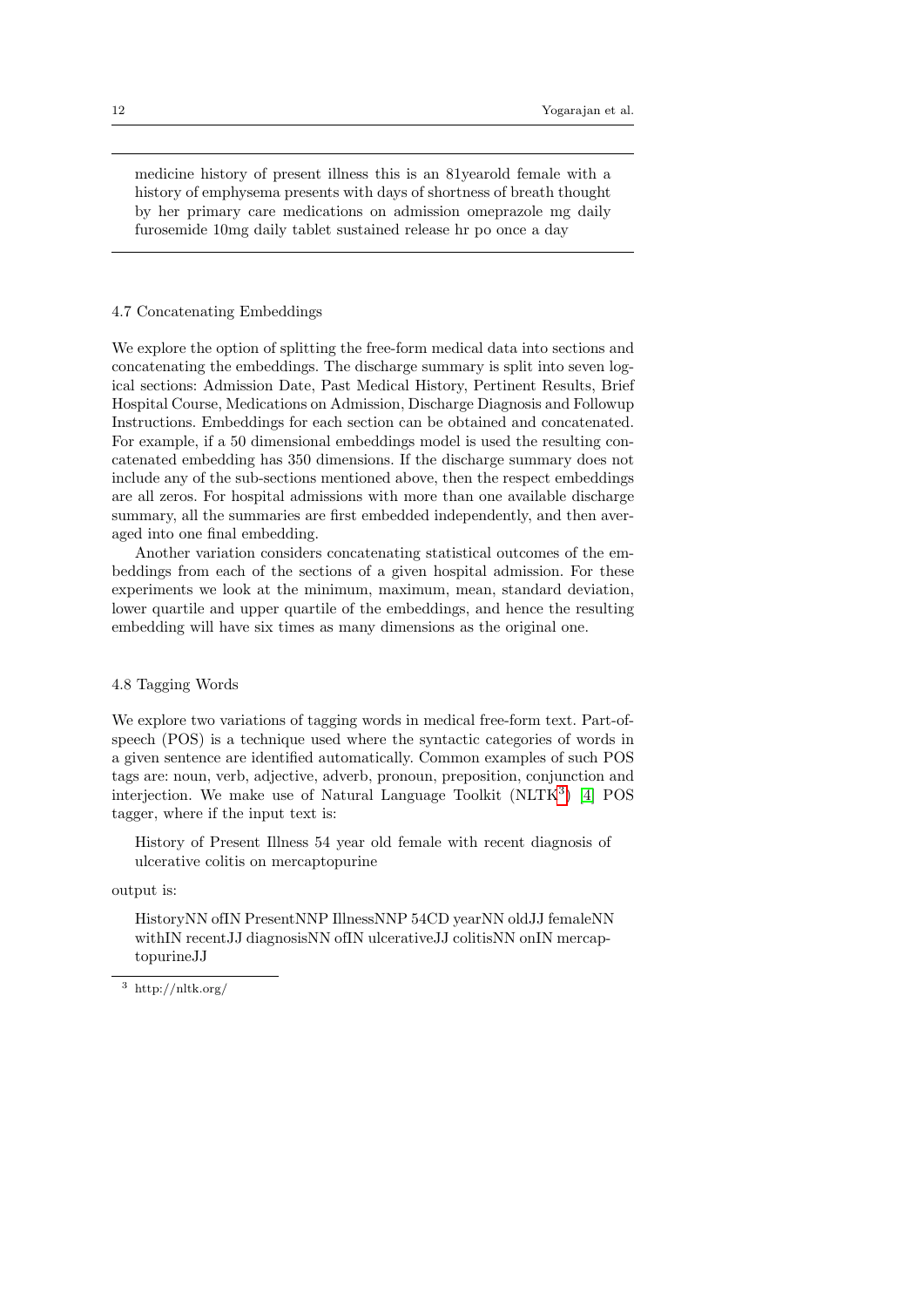medicine history of present illness this is an 81yearold female with a history of emphysema presents with days of shortness of breath thought by her primary care medications on admission omeprazole mg daily furosemide 10mg daily tablet sustained release hr po once a day

### 4.7 Concatenating Embeddings

We explore the option of splitting the free-form medical data into sections and concatenating the embeddings. The discharge summary is split into seven logical sections: Admission Date, Past Medical History, Pertinent Results, Brief Hospital Course, Medications on Admission, Discharge Diagnosis and Followup Instructions. Embeddings for each section can be obtained and concatenated. For example, if a 50 dimensional embeddings model is used the resulting concatenated embedding has 350 dimensions. If the discharge summary does not include any of the sub-sections mentioned above, then the respect embeddings are all zeros. For hospital admissions with more than one available discharge summary, all the summaries are first embedded independently, and then averaged into one final embedding.

Another variation considers concatenating statistical outcomes of the embeddings from each of the sections of a given hospital admission. For these experiments we look at the minimum, maximum, mean, standard deviation, lower quartile and upper quartile of the embeddings, and hence the resulting embedding will have six times as many dimensions as the original one.

### 4.8 Tagging Words

We explore two variations of tagging words in medical free-form text. Part-of-speech (POS) is a technique used where the syntactic categories of words in a given sentence are identified automatically. Common examples of such POS tags are: noun, verb, adjective, adverb, pronoun, preposition, conjunction and interjection. We make use of Natural Language Toolkit (NLTK[3]) [4] POS tagger, where if the input text is:

History of Present Illness 54 year old female with recent diagnosis of ulcerative colitis on mercaptopurine

output is:

HistoryNN ofIN PresentNNP IllnessNNP 54CD yearNN oldJJ femaleNN withIN recentJJ diagnosisNN ofIN ulcerativeJJ colitisNN onIN mercaptopurineJJ

[3] http://nltk.org/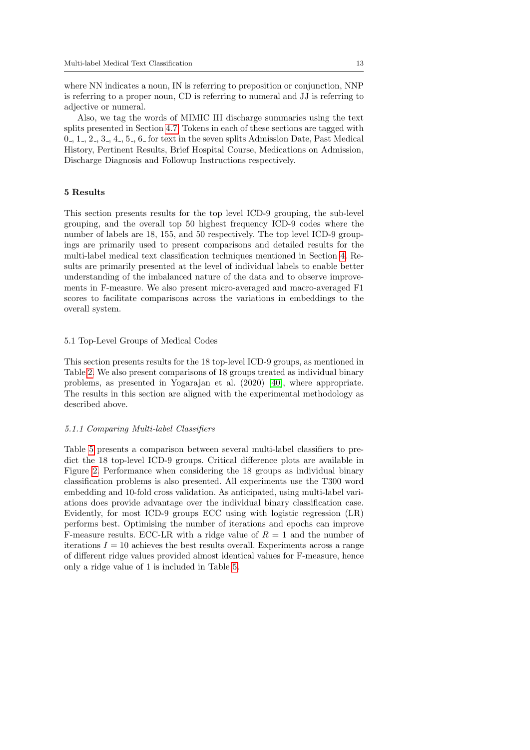where NN indicates a noun, IN is referring to preposition or conjunction, NNP is referring to a proper noun, CD is referring to numeral and JJ is referring to adjective or numeral.

Also, we tag the words of MIMIC III discharge summaries using the text splits presented in Section 4.7. Tokens in each of these sections are tagged with 0_, 1_, 2_, 3_, 4_, 5_, 6_ for text in the seven splits Admission Date, Past Medical History, Pertinent Results, Brief Hospital Course, Medications on Admission, Discharge Diagnosis and Followup Instructions respectively.

## 5 Results

This section presents results for the top level ICD-9 grouping, the sub-level grouping, and the overall top 50 highest frequency ICD-9 codes where the number of labels are 18, 155, and 50 respectively. The top level ICD-9 groupings are primarily used to present comparisons and detailed results for the multi-label medical text classification techniques mentioned in Section 4. Results are primarily presented at the level of individual labels to enable better understanding of the imbalanced nature of the data and to observe improvements in F-measure. We also present micro-averaged and macro-averaged F1 scores to facilitate comparisons across the variations in embeddings to the overall system.

### 5.1 Top-Level Groups of Medical Codes

This section presents results for the 18 top-level ICD-9 groups, as mentioned in Table 2. We also present comparisons of 18 groups treated as individual binary problems, as presented in Yogarajan et al. (2020) [40], where appropriate. The results in this section are aligned with the experimental methodology as described above.

#### *5.1.1 Comparing Multi-label Classifiers*

Table 5 presents a comparison between several multi-label classifiers to predict the 18 top-level ICD-9 groups. Critical difference plots are available in Figure 2. Performance when considering the 18 groups as individual binary classification problems is also presented. All experiments use the T300 word embedding and 10-fold cross validation. As anticipated, using multi-label variations does provide advantage over the individual binary classification case. Evidently, for most ICD-9 groups ECC using with logistic regression (LR) performs best. Optimising the number of iterations and epochs can improve F-measure results. ECC-LR with a ridge value of $R = 1$ and the number of iterations $I = 10$ achieves the best results overall. Experiments across a range of different ridge values provided almost identical values for F-measure, hence only a ridge value of 1 is included in Table 5.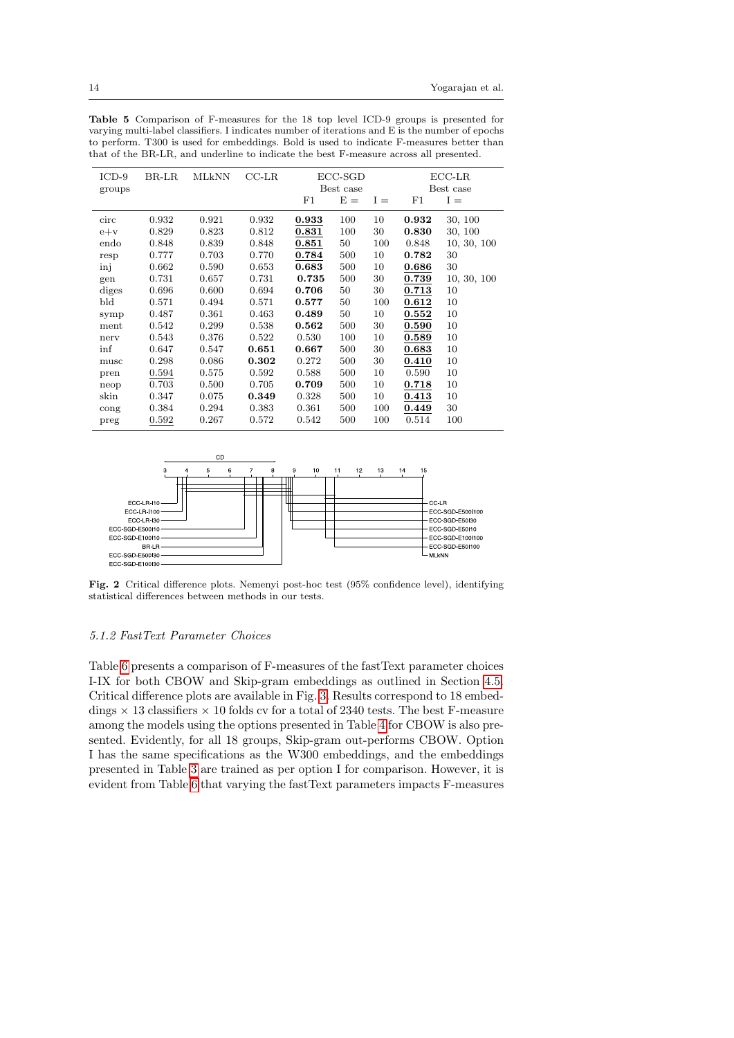**Table 5** Comparison of F-measures for the 18 top level ICD-9 groups is presented for varying multi-label classifiers. I indicates number of iterations and E is the number of epochs to perform. T300 is used for embeddings. Bold is used to indicate F-measures better than that of the BR-LR, and underline to indicate the best F-measure across all presented.

| ICD-9 groups | BR-LR | MLkNN | CC-LR | ECC-SGD Best case | | | ECC-LR Best case | |
|---|---|---|---|---|---|---|---|---|
| | | | | F1 | E = | I = | F1 | I = |
| circ | 0.932 | 0.921 | 0.932 | **<u>0.933</u>** | 100 | 10 | **0.932** | 30, 100 |
| e+v | 0.829 | 0.823 | 0.812 | **<u>0.831</u>** | 100 | 30 | **0.830** | 30, 100 |
| endo | 0.848 | 0.839 | 0.848 | **<u>0.851</u>** | 50 | 100 | 0.848 | 10, 30, 100 |
| resp | 0.777 | 0.703 | 0.770 | **<u>0.784</u>** | 500 | 10 | **0.782** | 30 |
| inj | 0.662 | 0.590 | 0.653 | **0.683** | 500 | 10 | **<u>0.686</u>** | 30 |
| gen | 0.731 | 0.657 | 0.731 | **0.735** | 500 | 30 | **<u>0.739</u>** | 10, 30, 100 |
| diges | 0.696 | 0.600 | 0.694 | **0.706** | 50 | 30 | **<u>0.713</u>** | 10 |
| bld | 0.571 | 0.494 | 0.571 | **0.577** | 50 | 100 | **<u>0.612</u>** | 10 |
| symp | 0.487 | 0.361 | 0.463 | **0.489** | 50 | 10 | **<u>0.552</u>** | 10 |
| ment | 0.542 | 0.299 | 0.538 | **0.562** | 500 | 30 | **<u>0.590</u>** | 10 |
| nerv | 0.543 | 0.376 | 0.522 | 0.530 | 100 | 10 | **<u>0.589</u>** | 10 |
| inf | 0.647 | 0.547 | **0.651** | **0.667** | 500 | 30 | **<u>0.683</u>** | 10 |
| musc | 0.298 | 0.086 | **0.302** | 0.272 | 500 | 30 | **<u>0.410</u>** | 10 |
| pren | <u>0.594</u> | 0.575 | 0.592 | 0.588 | 500 | 10 | 0.590 | 10 |
| neop | 0.703 | 0.500 | 0.705 | **0.709** | 500 | 10 | **<u>0.718</u>** | 10 |
| skin | 0.347 | 0.075 | **0.349** | 0.328 | 500 | 10 | **<u>0.413</u>** | 10 |
| cong | 0.384 | 0.294 | 0.383 | 0.361 | 500 | 100 | **<u>0.449</u>** | 30 |
| preg | <u>0.592</u> | 0.267 | 0.572 | 0.542 | 500 | 100 | 0.514 | 100 |

**Fig. 2** Critical difference plots. Nemenyi post-hoc test (95% confidence level), identifying statistical differences between methods in our tests.

#### 5.1.2 FastText Parameter Choices

Table 6 presents a comparison of F-measures of the fastText parameter choices I-IX for both CBOW and Skip-gram embeddings as outlined in Section 4.5. Critical difference plots are available in Fig. 3. Results correspond to 18 embeddings × 13 classifiers × 10 folds cv for a total of 2340 tests. The best F-measure among the models using the options presented in Table 4 for CBOW is also presented. Evidently, for all 18 groups, Skip-gram out-performs CBOW. Option I has the same specifications as the W300 embeddings, and the embeddings presented in Table 3 are trained as per option I for comparison. However, it is evident from Table 6 that varying the fastText parameters impacts F-measures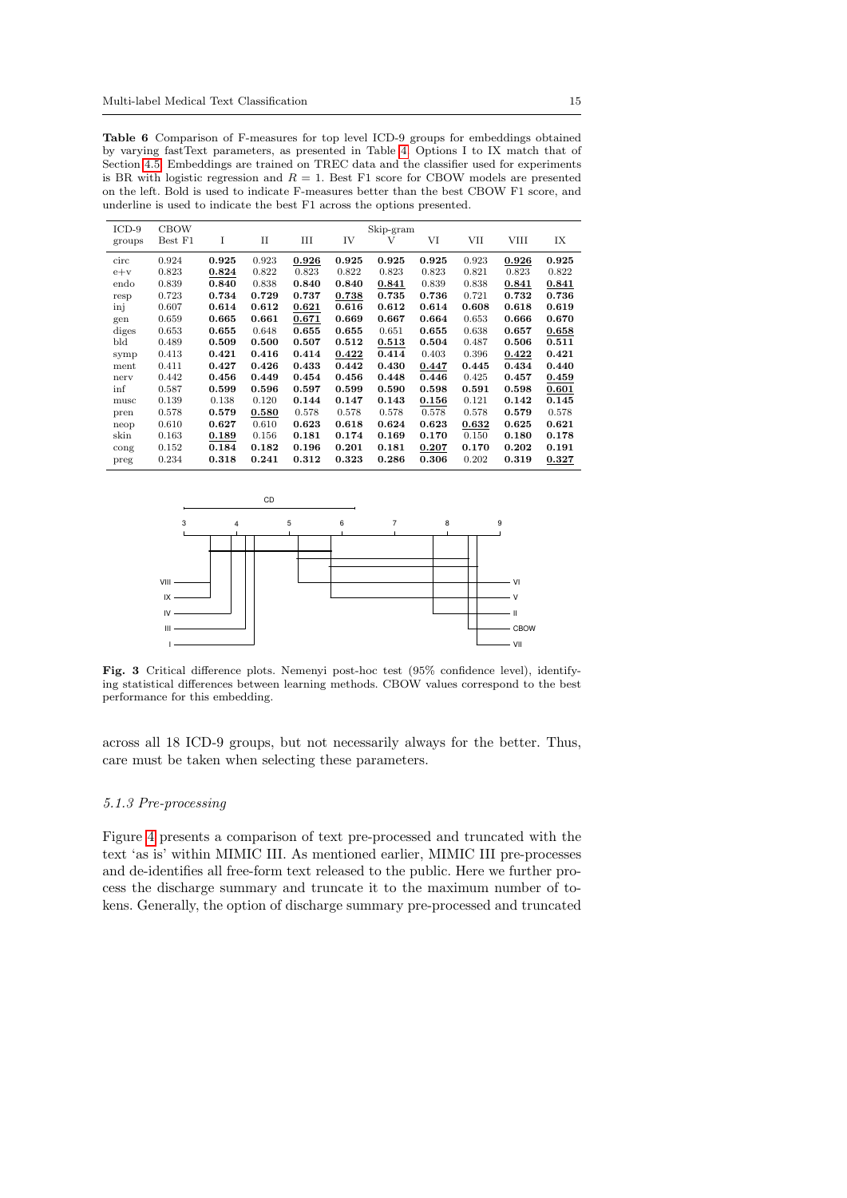**Table 6** Comparison of F-measures for top level ICD-9 groups for embeddings obtained by varying fastText parameters, as presented in Table 4. Options I to IX match that of Section 4.5. Embeddings are trained on TREC data and the classifier used for experiments is BR with logistic regression and $R = 1$. Best F1 score for CBOW models are presented on the left. Bold is used to indicate F-measures better than the best CBOW F1 score, and underline is used to indicate the best F1 across the options presented.

| ICD-9 groups | CBOW Best F1 | Skip-gram I | II | III | IV | V | VI | VII | VIII | IX |
|---|---|---|---|---|---|---|---|---|---|---|
| circ | 0.924 | **0.925** | 0.923 | **0.926** | **0.925** | **0.925** | **0.925** | 0.923 | **0.926** | **0.925** |
| e+v | 0.823 | **0.824** | 0.822 | 0.823 | 0.822 | 0.823 | 0.823 | 0.821 | 0.823 | 0.822 |
| endo | 0.839 | **0.840** | 0.838 | **0.840** | **0.840** | **0.841** | 0.839 | 0.838 | **0.841** | **0.841** |
| resp | 0.723 | **0.734** | **0.729** | **0.737** | **0.738** | **0.735** | **0.736** | 0.721 | **0.732** | **0.736** |
| inj | 0.607 | **0.614** | **0.612** | **0.621** | **0.616** | **0.612** | **0.614** | **0.608** | **0.618** | **0.619** |
| gen | 0.659 | **0.665** | **0.661** | **0.671** | **0.669** | **0.667** | **0.664** | 0.653 | **0.666** | **0.670** |
| diges | 0.653 | **0.655** | 0.648 | **0.655** | **0.655** | 0.651 | **0.655** | 0.638 | **0.657** | **0.658** |
| bld | 0.489 | **0.509** | **0.500** | **0.507** | **0.512** | **0.513** | **0.504** | 0.487 | **0.506** | **0.511** |
| symp | 0.413 | **0.421** | **0.416** | **0.414** | **0.422** | **0.414** | 0.403 | 0.396 | **0.422** | **0.421** |
| ment | 0.411 | **0.427** | **0.426** | **0.433** | **0.442** | **0.430** | **0.447** | **0.445** | **0.434** | **0.440** |
| nerv | 0.442 | **0.456** | **0.449** | **0.454** | **0.456** | **0.448** | **0.446** | 0.425 | **0.457** | **0.459** |
| inf | 0.587 | **0.599** | **0.596** | **0.597** | **0.599** | **0.590** | **0.598** | **0.591** | **0.598** | **0.601** |
| musc | 0.139 | 0.138 | 0.120 | **0.144** | **0.147** | **0.143** | **0.156** | 0.121 | **0.142** | **0.145** |
| pren | 0.578 | **0.579** | **0.580** | 0.578 | 0.578 | 0.578 | 0.578 | 0.578 | **0.579** | 0.578 |
| neop | 0.610 | **0.627** | 0.610 | **0.623** | **0.618** | **0.624** | **0.623** | **0.632** | **0.625** | **0.621** |
| skin | 0.163 | **0.189** | 0.156 | **0.181** | **0.174** | **0.169** | **0.170** | 0.150 | **0.180** | **0.178** |
| cong | 0.152 | **0.184** | **0.182** | **0.196** | **0.201** | **0.181** | **0.207** | **0.170** | **0.202** | **0.191** |
| preg | 0.234 | **0.318** | 0.241 | **0.312** | **0.323** | **0.286** | **0.306** | 0.202 | **0.319** | **0.327** |

**Fig. 3** Critical difference plots. Nemenyi post-hoc test (95% confidence level), identifying statistical differences between learning methods. CBOW values correspond to the best performance for this embedding.

across all 18 ICD-9 groups, but not necessarily always for the better. Thus, care must be taken when selecting these parameters.

### *5.1.3 Pre-processing*

Figure 4 presents a comparison of text pre-processed and truncated with the text 'as is' within MIMIC III. As mentioned earlier, MIMIC III pre-processes and de-identifies all free-form text released to the public. Here we further process the discharge summary and truncate it to the maximum number of tokens. Generally, the option of discharge summary pre-processed and truncated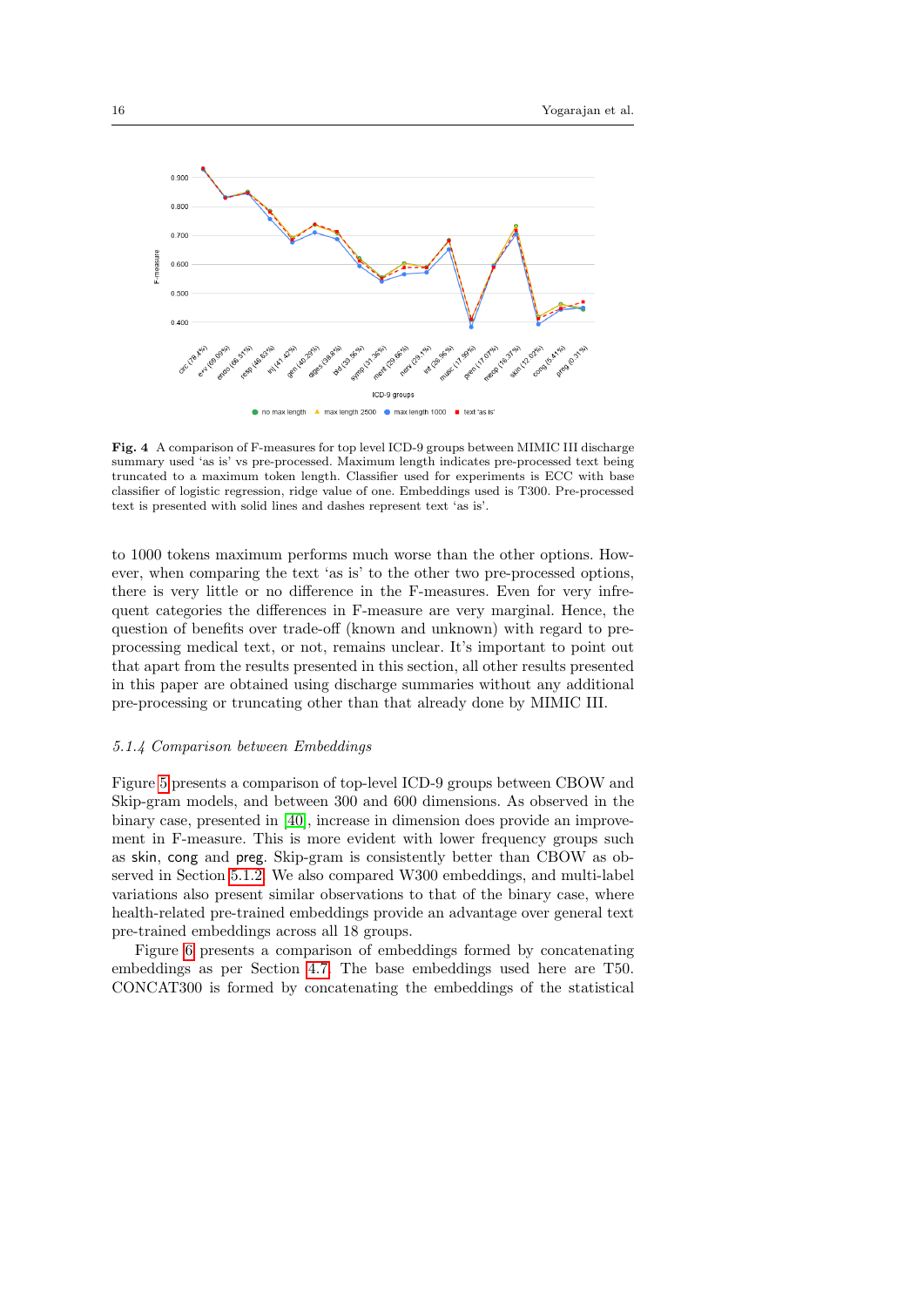**Fig. 4** A comparison of F-measures for top level ICD-9 groups between MIMIC III discharge summary used 'as is' vs pre-processed. Maximum length indicates pre-processed text being truncated to a maximum token length. Classifier used for experiments is ECC with base classifier of logistic regression, ridge value of one. Embeddings used is T300. Pre-processed text is presented with solid lines and dashes represent text 'as is'.

to 1000 tokens maximum performs much worse than the other options. However, when comparing the text 'as is' to the other two pre-processed options, there is very little or no difference in the F-measures. Even for very infrequent categories the differences in F-measure are very marginal. Hence, the question of benefits over trade-off (known and unknown) with regard to pre-processing medical text, or not, remains unclear. It's important to point out that apart from the results presented in this section, all other results presented in this paper are obtained using discharge summaries without any additional pre-processing or truncating other than that already done by MIMIC III.

### *5.1.4 Comparison between Embeddings*

Figure 5 presents a comparison of top-level ICD-9 groups between CBOW and Skip-gram models, and between 300 and 600 dimensions. As observed in the binary case, presented in [40], increase in dimension does provide an improvement in F-measure. This is more evident with lower frequency groups such as skin, cong and preg. Skip-gram is consistently better than CBOW as observed in Section 5.1.2. We also compared W300 embeddings, and multi-label variations also present similar observations to that of the binary case, where health-related pre-trained embeddings provide an advantage over general text pre-trained embeddings across all 18 groups.

Figure 6 presents a comparison of embeddings formed by concatenating embeddings as per Section 4.7. The base embeddings used here are T50. CONCAT300 is formed by concatenating the embeddings of the statistical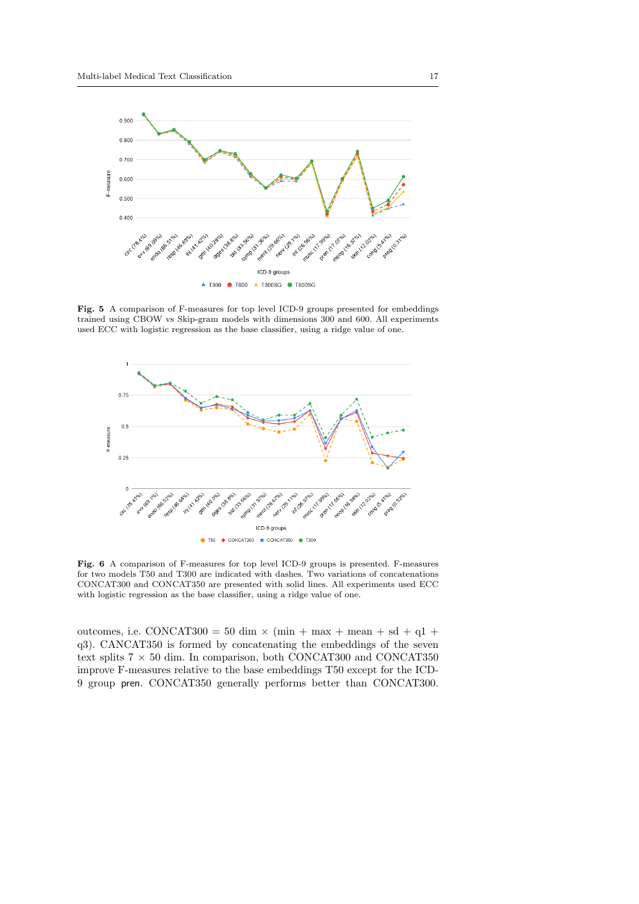**Fig. 5** A comparison of F-measures for top level ICD-9 groups presented for embeddings trained using CBOW vs Skip-gram models with dimensions 300 and 600. All experiments used ECC with logistic regression as the base classifier, using a ridge value of one.

**Fig. 6** A comparison of F-measures for top level ICD-9 groups is presented. F-measures for two models T50 and T300 are indicated with dashes. Two variations of concatenations CONCAT300 and CONCAT350 are presented with solid lines. All experiments used ECC with logistic regression as the base classifier, using a ridge value of one.

outcomes, i.e. CONCAT300 = 50 dim × (min + max + mean + sd + q1 + q3). CANCAT350 is formed by concatenating the embeddings of the seven text splits 7 × 50 dim. In comparison, both CONCAT300 and CONCAT350 improve F-measures relative to the base embeddings T50 except for the ICD-9 group `pren`. CONCAT350 generally performs better than CONCAT300.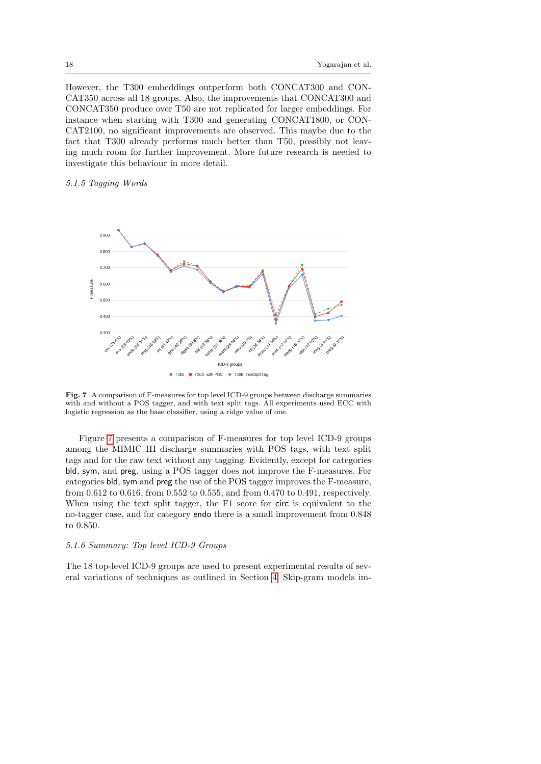However, the T300 embeddings outperform both CONCAT300 and CONCAT350 across all 18 groups. Also, the improvements that CONCAT300 and CONCAT350 produce over T50 are not replicated for larger embeddings. For instance when starting with T300 and generating CONCAT1800, or CONCAT2100, no significant improvements are observed. This maybe due to the fact that T300 already performs much better than T50, possibly not leaving much room for further improvement. More future research is needed to investigate this behaviour in more detail.

### 5.1.5 Tagging Words

**Fig. 7** A comparison of F-measures for top level ICD-9 groups between discharge summaries with and without a POS tagger, and with text split tags. All experiments used ECC with logistic regression as the base classifier, using a ridge value of one.

Figure 7 presents a comparison of F-measures for top level ICD-9 groups among the MIMIC III discharge summaries with POS tags, with text split tags and for the raw text without any tagging. Evidently, except for categories bld, sym, and preg, using a POS tagger does not improve the F-measures. For categories bld, sym and preg the use of the POS tagger improves the F-measure, from 0.612 to 0.616, from 0.552 to 0.555, and from 0.470 to 0.491, respectively. When using the text split tagger, the F1 score for circ is equivalent to the no-tagger case, and for category endo there is a small improvement from 0.848 to 0.850.

### 5.1.6 Summary: Top level ICD-9 Groups

The 18 top-level ICD-9 groups are used to present experimental results of several variations of techniques as outlined in Section 4. Skip-gram models im-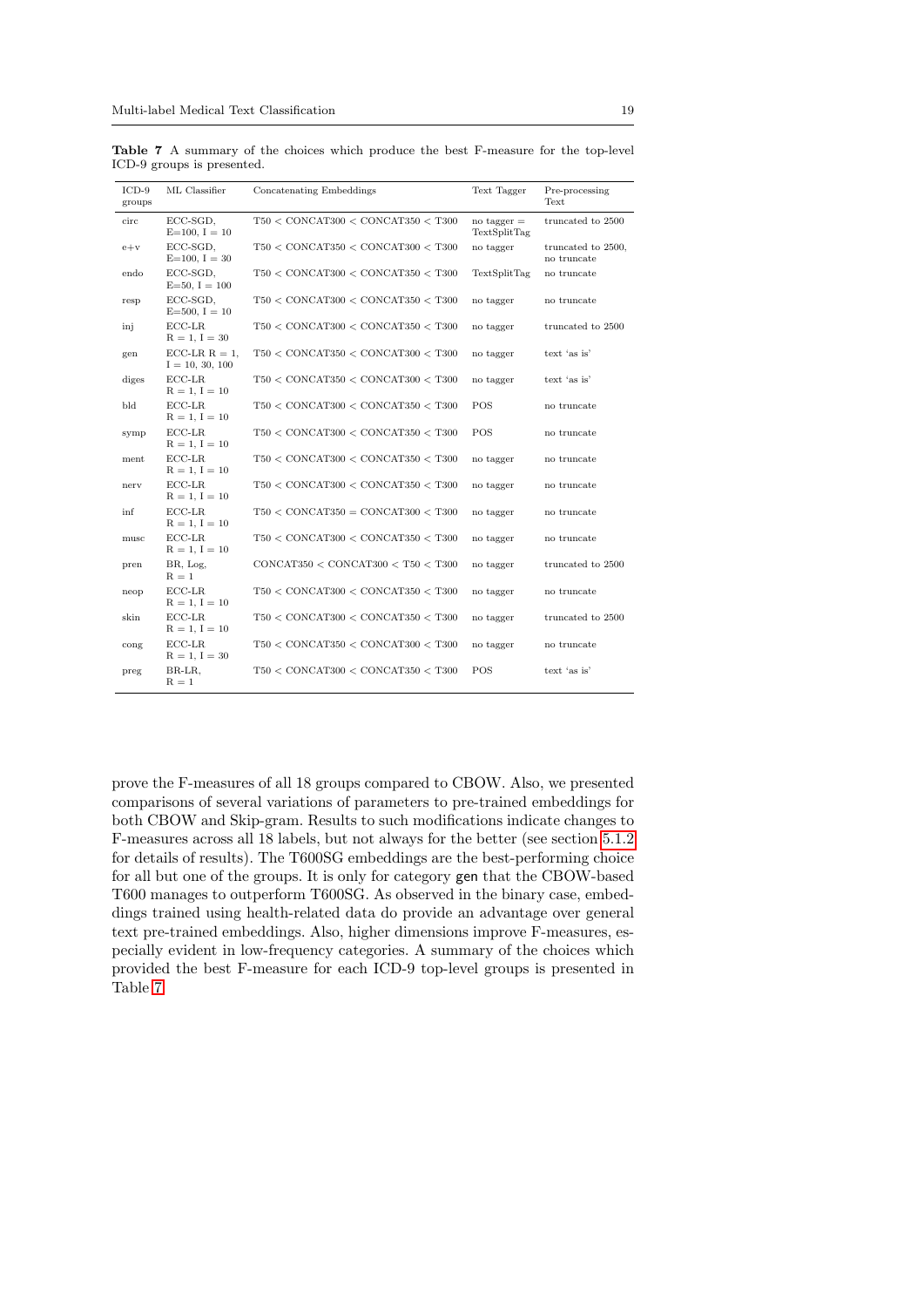**Table 7** A summary of the choices which produce the best F-measure for the top-level ICD-9 groups is presented.

| ICD-9 groups | ML Classifier | Concatenating Embeddings | Text Tagger | Pre-processing Text |
|---|---|---|---|---|
| circ | ECC-SGD, E=100, I = 10 | T50 < CONCAT300 < CONCAT350 < T300 | no tagger = TextSplitTag | truncated to 2500 |
| e+v | ECC-SGD, E=100, I = 30 | T50 < CONCAT350 < CONCAT300 < T300 | no tagger | truncated to 2500, no truncate |
| endo | ECC-SGD, E=50, I = 100 | T50 < CONCAT300 < CONCAT350 < T300 | TextSplitTag | no truncate |
| resp | ECC-SGD, E=500, I = 10 | T50 < CONCAT300 < CONCAT350 < T300 | no tagger | no truncate |
| inj | ECC-LR R = 1, I = 30 | T50 < CONCAT300 < CONCAT350 < T300 | no tagger | truncated to 2500 |
| gen | ECC-LR R = 1, I = 10, 30, 100 | T50 < CONCAT350 < CONCAT300 < T300 | no tagger | text 'as is' |
| diges | ECC-LR R = 1, I = 10 | T50 < CONCAT350 < CONCAT300 < T300 | no tagger | text 'as is' |
| bld | ECC-LR R = 1, I = 10 | T50 < CONCAT300 < CONCAT350 < T300 | POS | no truncate |
| symp | ECC-LR R = 1, I = 10 | T50 < CONCAT300 < CONCAT350 < T300 | POS | no truncate |
| ment | ECC-LR R = 1, I = 10 | T50 < CONCAT300 < CONCAT350 < T300 | no tagger | no truncate |
| nerv | ECC-LR R = 1, I = 10 | T50 < CONCAT300 < CONCAT350 < T300 | no tagger | no truncate |
| inf | ECC-LR R = 1, I = 10 | T50 < CONCAT350 = CONCAT300 < T300 | no tagger | no truncate |
| musc | ECC-LR R = 1, I = 10 | T50 < CONCAT300 < CONCAT350 < T300 | no tagger | no truncate |
| pren | BR, Log, R = 1 | CONCAT350 < CONCAT300 < T50 < T300 | no tagger | truncated to 2500 |
| neop | ECC-LR R = 1, I = 10 | T50 < CONCAT300 < CONCAT350 < T300 | no tagger | no truncate |
| skin | ECC-LR R = 1, I = 10 | T50 < CONCAT300 < CONCAT350 < T300 | no tagger | truncated to 2500 |
| cong | ECC-LR R = 1, I = 30 | T50 < CONCAT350 < CONCAT300 < T300 | no tagger | no truncate |
| preg | BR-LR, R = 1 | T50 < CONCAT300 < CONCAT350 < T300 | POS | text 'as is' |

prove the F-measures of all 18 groups compared to CBOW. Also, we presented comparisons of several variations of parameters to pre-trained embeddings for both CBOW and Skip-gram. Results to such modifications indicate changes to F-measures across all 18 labels, but not always for the better (see section 5.1.2 for details of results). The T600SG embeddings are the best-performing choice for all but one of the groups. It is only for category `gen` that the CBOW-based T600 manages to outperform T600SG. As observed in the binary case, embeddings trained using health-related data do provide an advantage over general text pre-trained embeddings. Also, higher dimensions improve F-measures, especially evident in low-frequency categories. A summary of the choices which provided the best F-measure for each ICD-9 top-level groups is presented in Table 7.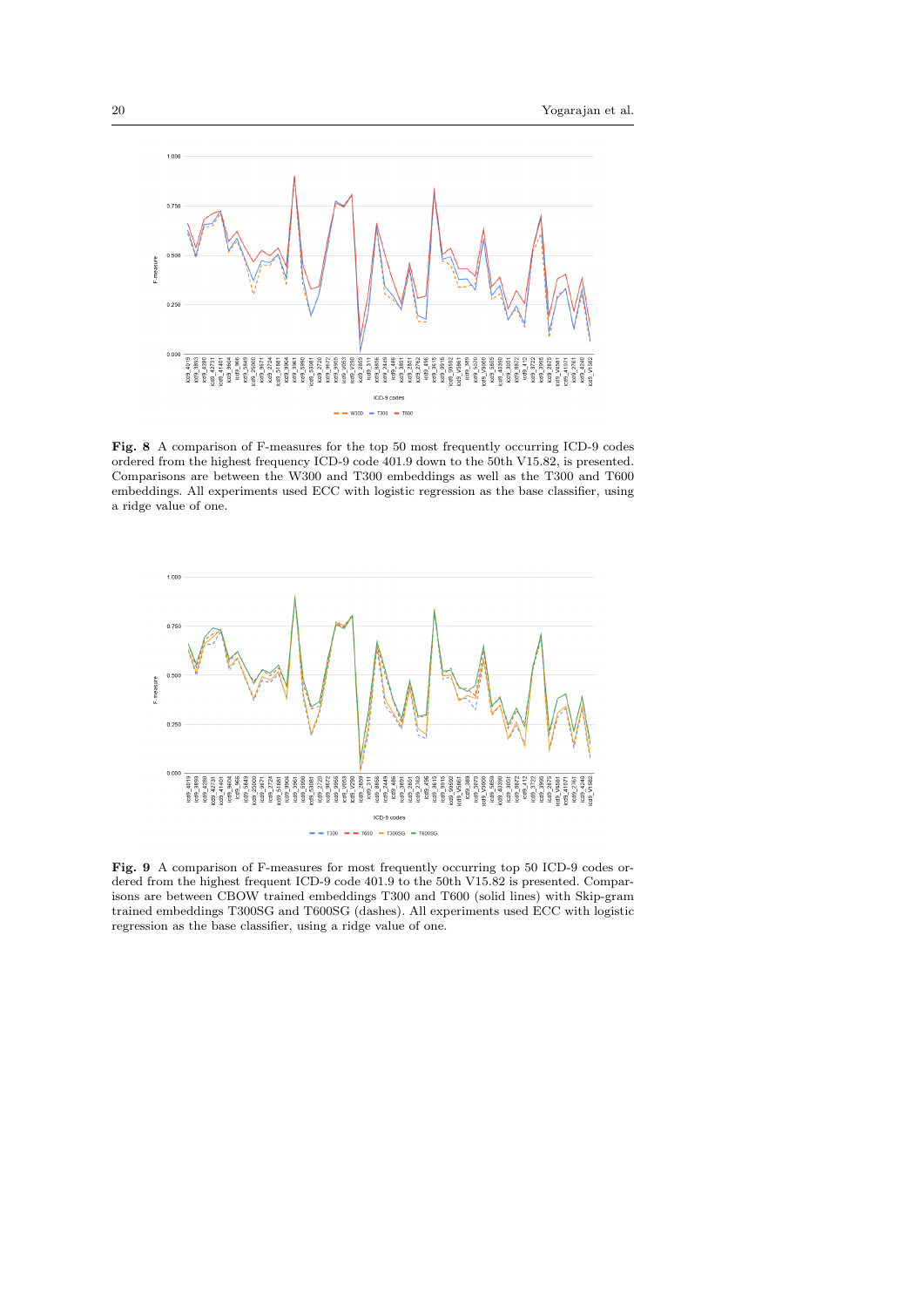**Fig. 8** A comparison of F-measures for the top 50 most frequently occurring ICD-9 codes ordered from the highest frequency ICD-9 code 401.9 down to the 50th V15.82, is presented. Comparisons are between the W300 and T300 embeddings as well as the T300 and T600 embeddings. All experiments used ECC with logistic regression as the base classifier, using a ridge value of one.

**Fig. 9** A comparison of F-measures for most frequently occurring top 50 ICD-9 codes ordered from the highest frequent ICD-9 code 401.9 to the 50th V15.82 is presented. Comparisons are between CBOW trained embeddings T300 and T600 (solid lines) with Skip-gram trained embeddings T300SG and T600SG (dashes). All experiments used ECC with logistic regression as the base classifier, using a ridge value of one.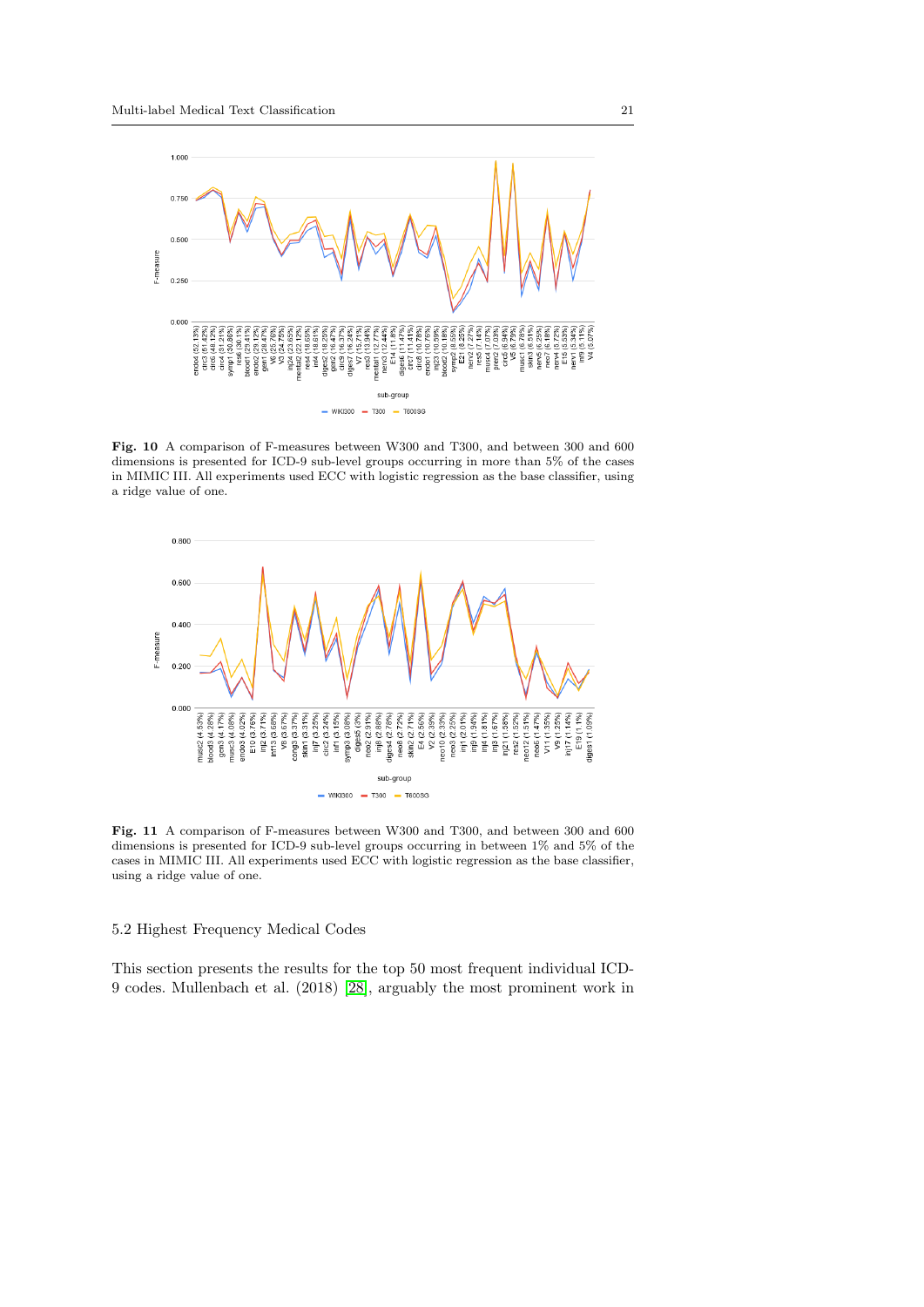**Fig. 10** A comparison of F-measures between W300 and T300, and between 300 and 600 dimensions is presented for ICD-9 sub-level groups occurring in more than 5% of the cases in MIMIC III. All experiments used ECC with logistic regression as the base classifier, using a ridge value of one.

**Fig. 11** A comparison of F-measures between W300 and T300, and between 300 and 600 dimensions is presented for ICD-9 sub-level groups occurring in between 1% and 5% of the cases in MIMIC III. All experiments used ECC with logistic regression as the base classifier, using a ridge value of one.

### 5.2 Highest Frequency Medical Codes

This section presents the results for the top 50 most frequent individual ICD-9 codes. Mullenbach et al. (2018) [28], arguably the most prominent work in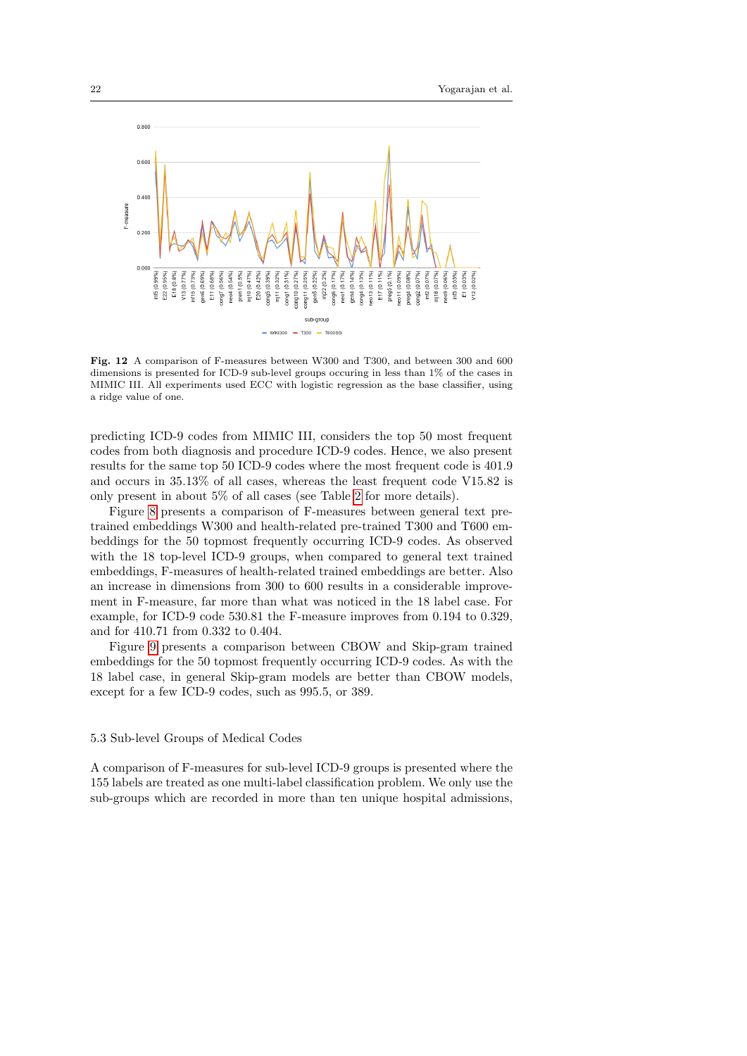**Fig. 12** A comparison of F-measures between W300 and T300, and between 300 and 600 dimensions is presented for ICD-9 sub-level groups occuring in less than 1% of the cases in MIMIC III. All experiments used ECC with logistic regression as the base classifier, using a ridge value of one.

predicting ICD-9 codes from MIMIC III, considers the top 50 most frequent codes from both diagnosis and procedure ICD-9 codes. Hence, we also present results for the same top 50 ICD-9 codes where the most frequent code is 401.9 and occurs in 35.13% of all cases, whereas the least frequent code V15.82 is only present in about 5% of all cases (see Table 2 for more details).

Figure 8 presents a comparison of F-measures between general text pre-trained embeddings W300 and health-related pre-trained T300 and T600 embeddings for the 50 topmost frequently occurring ICD-9 codes. As observed with the 18 top-level ICD-9 groups, when compared to general text trained embeddings, F-measures of health-related trained embeddings are better. Also an increase in dimensions from 300 to 600 results in a considerable improvement in F-measure, far more than what was noticed in the 18 label case. For example, for ICD-9 code 530.81 the F-measure improves from 0.194 to 0.329, and for 410.71 from 0.332 to 0.404.

Figure 9 presents a comparison between CBOW and Skip-gram trained embeddings for the 50 topmost frequently occurring ICD-9 codes. As with the 18 label case, in general Skip-gram models are better than CBOW models, except for a few ICD-9 codes, such as 995.5, or 389.

### 5.3 Sub-level Groups of Medical Codes

A comparison of F-measures for sub-level ICD-9 groups is presented where the 155 labels are treated as one multi-label classification problem. We only use the sub-groups which are recorded in more than ten unique hospital admissions,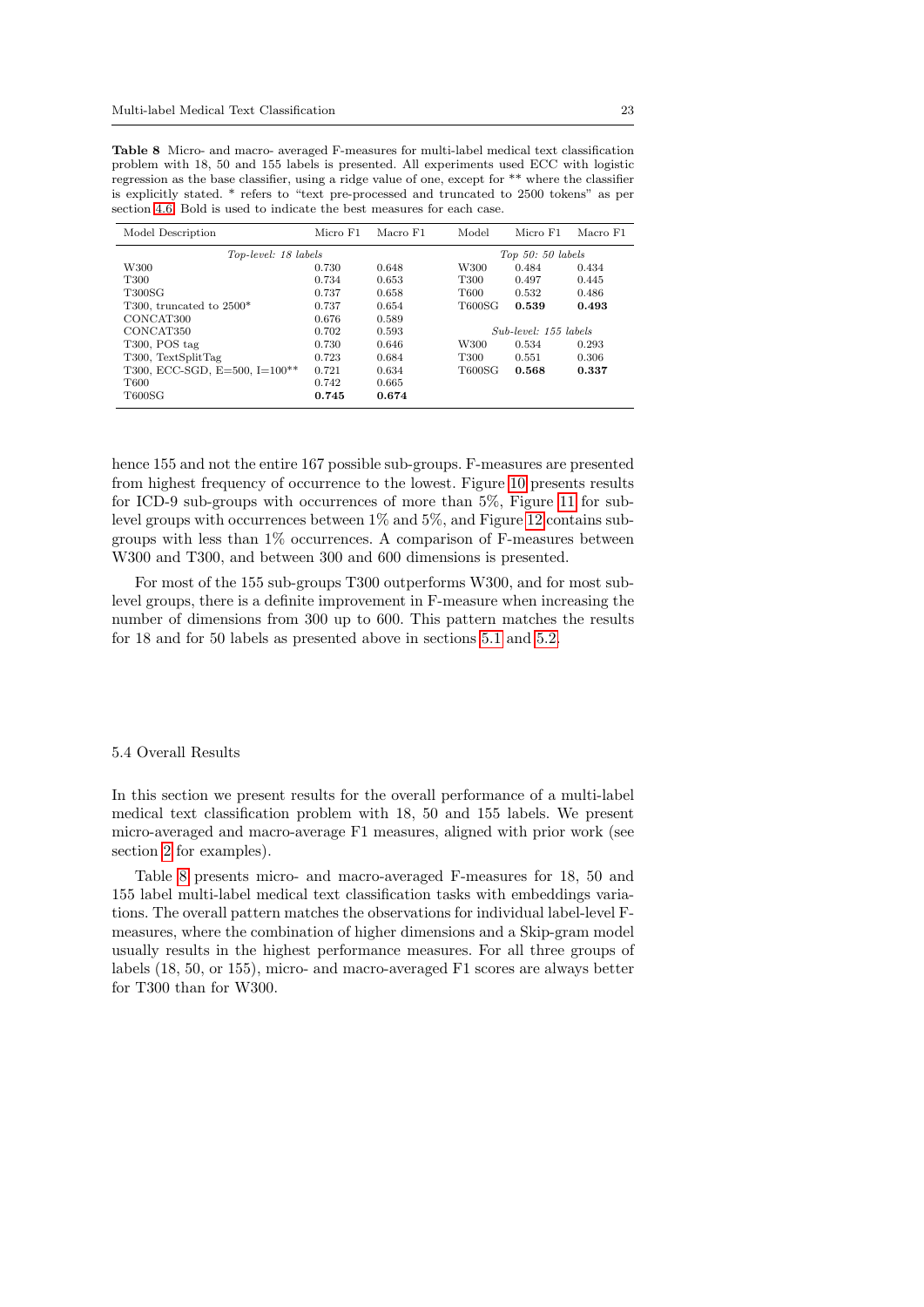**Table 8** Micro- and macro- averaged F-measures for multi-label medical text classification problem with 18, 50 and 155 labels is presented. All experiments used ECC with logistic regression as the base classifier, using a ridge value of one, except for ** where the classifier is explicitly stated. * refers to "text pre-processed and truncated to 2500 tokens" as per section 4.6. Bold is used to indicate the best measures for each case.

| Model Description | Micro F1 | Macro F1 | Model | Micro F1 | Macro F1 |
|---|---|---|---|---|---|
| *Top-level: 18 labels* | | | *Top 50: 50 labels* | | |
| W300 | 0.730 | 0.648 | W300 | 0.484 | 0.434 |
| T300 | 0.734 | 0.653 | T300 | 0.497 | 0.445 |
| T300SG | 0.737 | 0.658 | T600 | 0.532 | 0.486 |
| T300, truncated to 2500* | 0.737 | 0.654 | T600SG | **0.539** | **0.493** |
| CONCAT300 | 0.676 | 0.589 | | | |
| CONCAT350 | 0.702 | 0.593 | *Sub-level: 155 labels* | | |
| T300, POS tag | 0.730 | 0.646 | W300 | 0.534 | 0.293 |
| T300, TextSplitTag | 0.723 | 0.684 | T300 | 0.551 | 0.306 |
| T300, ECC-SGD, E=500, I=100** | 0.721 | 0.634 | T600SG | **0.568** | **0.337** |
| T600 | 0.742 | 0.665 | | | |
| T600SG | **0.745** | **0.674** | | | |

hence 155 and not the entire 167 possible sub-groups. F-measures are presented from highest frequency of occurrence to the lowest. Figure 10 presents results for ICD-9 sub-groups with occurrences of more than 5%, Figure 11 for sub-level groups with occurrences between 1% and 5%, and Figure 12 contains sub-groups with less than 1% occurrences. A comparison of F-measures between W300 and T300, and between 300 and 600 dimensions is presented.

For most of the 155 sub-groups T300 outperforms W300, and for most sub-level groups, there is a definite improvement in F-measure when increasing the number of dimensions from 300 up to 600. This pattern matches the results for 18 and for 50 labels as presented above in sections 5.1 and 5.2.

### 5.4 Overall Results

In this section we present results for the overall performance of a multi-label medical text classification problem with 18, 50 and 155 labels. We present micro-averaged and macro-average F1 measures, aligned with prior work (see section 2 for examples).

Table 8 presents micro- and macro-averaged F-measures for 18, 50 and 155 label multi-label medical text classification tasks with embeddings variations. The overall pattern matches the observations for individual label-level F-measures, where the combination of higher dimensions and a Skip-gram model usually results in the highest performance measures. For all three groups of labels (18, 50, or 155), micro- and macro-averaged F1 scores are always better for T300 than for W300.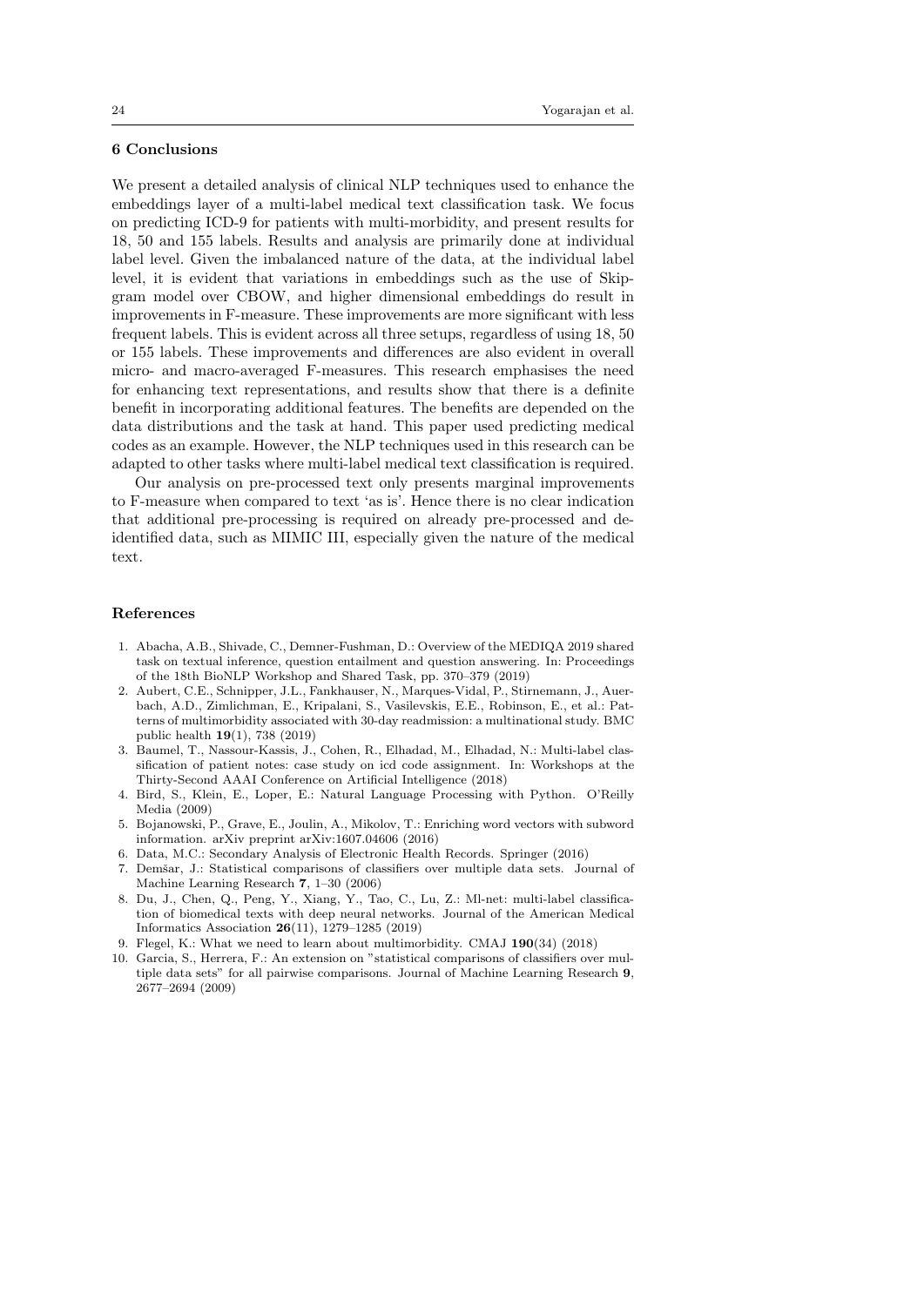## 6 Conclusions

We present a detailed analysis of clinical NLP techniques used to enhance the embeddings layer of a multi-label medical text classification task. We focus on predicting ICD-9 for patients with multi-morbidity, and present results for 18, 50 and 155 labels. Results and analysis are primarily done at individual label level. Given the imbalanced nature of the data, at the individual label level, it is evident that variations in embeddings such as the use of Skip-gram model over CBOW, and higher dimensional embeddings do result in improvements in F-measure. These improvements are more significant with less frequent labels. This is evident across all three setups, regardless of using 18, 50 or 155 labels. These improvements and differences are also evident in overall micro- and macro-averaged F-measures. This research emphasises the need for enhancing text representations, and results show that there is a definite benefit in incorporating additional features. The benefits are depended on the data distributions and the task at hand. This paper used predicting medical codes as an example. However, the NLP techniques used in this research can be adapted to other tasks where multi-label medical text classification is required.

Our analysis on pre-processed text only presents marginal improvements to F-measure when compared to text 'as is'. Hence there is no clear indication that additional pre-processing is required on already pre-processed and de-identified data, such as MIMIC III, especially given the nature of the medical text.

## References

1. Abacha, A.B., Shivade, C., Demner-Fushman, D.: Overview of the MEDIQA 2019 shared task on textual inference, question entailment and question answering. In: Proceedings of the 18th BioNLP Workshop and Shared Task, pp. 370–379 (2019)
2. Aubert, C.E., Schnipper, J.L., Fankhauser, N., Marques-Vidal, P., Stirnemann, J., Auerbach, A.D., Zimlichman, E., Kripalani, S., Vasilevskis, E.E., Robinson, E., et al.: Patterns of multimorbidity associated with 30-day readmission: a multinational study. BMC public health **19**(1), 738 (2019)
3. Baumel, T., Nassour-Kassis, J., Cohen, R., Elhadad, M., Elhadad, N.: Multi-label classification of patient notes: case study on icd code assignment. In: Workshops at the Thirty-Second AAAI Conference on Artificial Intelligence (2018)
4. Bird, S., Klein, E., Loper, E.: Natural Language Processing with Python. O'Reilly Media (2009)
5. Bojanowski, P., Grave, E., Joulin, A., Mikolov, T.: Enriching word vectors with subword information. arXiv preprint arXiv:1607.04606 (2016)
6. Data, M.C.: Secondary Analysis of Electronic Health Records. Springer (2016)
7. Demšar, J.: Statistical comparisons of classifiers over multiple data sets. Journal of Machine Learning Research **7**, 1–30 (2006)
8. Du, J., Chen, Q., Peng, Y., Xiang, Y., Tao, C., Lu, Z.: Ml-net: multi-label classification of biomedical texts with deep neural networks. Journal of the American Medical Informatics Association **26**(11), 1279–1285 (2019)
9. Flegel, K.: What we need to learn about multimorbidity. CMAJ **190**(34) (2018)
10. Garcia, S., Herrera, F.: An extension on "statistical comparisons of classifiers over multiple data sets" for all pairwise comparisons. Journal of Machine Learning Research **9**, 2677–2694 (2009)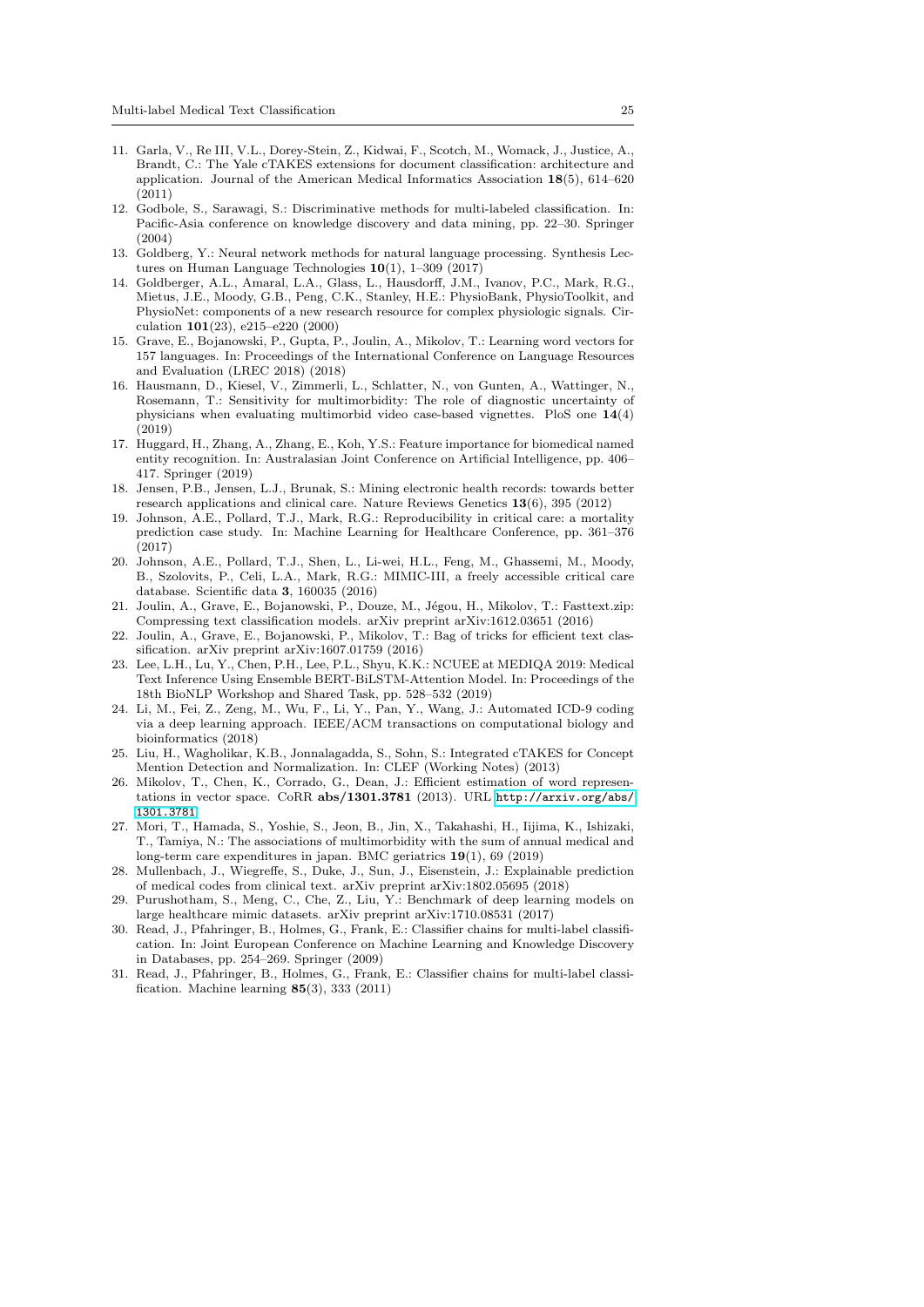11. Garla, V., Re III, V.L., Dorey-Stein, Z., Kidwai, F., Scotch, M., Womack, J., Justice, A., Brandt, C.: The Yale cTAKES extensions for document classification: architecture and application. Journal of the American Medical Informatics Association **18**(5), 614–620 (2011)
12. Godbole, S., Sarawagi, S.: Discriminative methods for multi-labeled classification. In: Pacific-Asia conference on knowledge discovery and data mining, pp. 22–30. Springer (2004)
13. Goldberg, Y.: Neural network methods for natural language processing. Synthesis Lectures on Human Language Technologies **10**(1), 1–309 (2017)
14. Goldberger, A.L., Amaral, L.A., Glass, L., Hausdorff, J.M., Ivanov, P.C., Mark, R.G., Mietus, J.E., Moody, G.B., Peng, C.K., Stanley, H.E.: PhysioBank, PhysioToolkit, and PhysioNet: components of a new research resource for complex physiologic signals. Circulation **101**(23), e215–e220 (2000)
15. Grave, E., Bojanowski, P., Gupta, P., Joulin, A., Mikolov, T.: Learning word vectors for 157 languages. In: Proceedings of the International Conference on Language Resources and Evaluation (LREC 2018) (2018)
16. Hausmann, D., Kiesel, V., Zimmerli, L., Schlatter, N., von Gunten, A., Wattinger, N., Rosemann, T.: Sensitivity for multimorbidity: The role of diagnostic uncertainty of physicians when evaluating multimorbid video case-based vignettes. PloS one **14**(4) (2019)
17. Huggard, H., Zhang, A., Zhang, E., Koh, Y.S.: Feature importance for biomedical named entity recognition. In: Australasian Joint Conference on Artificial Intelligence, pp. 406–417. Springer (2019)
18. Jensen, P.B., Jensen, L.J., Brunak, S.: Mining electronic health records: towards better research applications and clinical care. Nature Reviews Genetics **13**(6), 395 (2012)
19. Johnson, A.E., Pollard, T.J., Mark, R.G.: Reproducibility in critical care: a mortality prediction case study. In: Machine Learning for Healthcare Conference, pp. 361–376 (2017)
20. Johnson, A.E., Pollard, T.J., Shen, L., Li-wei, H.L., Feng, M., Ghassemi, M., Moody, B., Szolovits, P., Celi, L.A., Mark, R.G.: MIMIC-III, a freely accessible critical care database. Scientific data **3**, 160035 (2016)
21. Joulin, A., Grave, E., Bojanowski, P., Douze, M., Jégou, H., Mikolov, T.: Fasttext.zip: Compressing text classification models. arXiv preprint arXiv:1612.03651 (2016)
22. Joulin, A., Grave, E., Bojanowski, P., Mikolov, T.: Bag of tricks for efficient text classification. arXiv preprint arXiv:1607.01759 (2016)
23. Lee, L.H., Lu, Y., Chen, P.H., Lee, P.L., Shyu, K.K.: NCUEE at MEDIQA 2019: Medical Text Inference Using Ensemble BERT-BiLSTM-Attention Model. In: Proceedings of the 18th BioNLP Workshop and Shared Task, pp. 528–532 (2019)
24. Li, M., Fei, Z., Zeng, M., Wu, F., Li, Y., Pan, Y., Wang, J.: Automated ICD-9 coding via a deep learning approach. IEEE/ACM transactions on computational biology and bioinformatics (2018)
25. Liu, H., Wagholikar, K.B., Jonnalagadda, S., Sohn, S.: Integrated cTAKES for Concept Mention Detection and Normalization. In: CLEF (Working Notes) (2013)
26. Mikolov, T., Chen, K., Corrado, G., Dean, J.: Efficient estimation of word representations in vector space. CoRR **abs/1301.3781** (2013). URL http://arxiv.org/abs/1301.3781
27. Mori, T., Hamada, S., Yoshie, S., Jeon, B., Jin, X., Takahashi, H., Iijima, K., Ishizaki, T., Tamiya, N.: The associations of multimorbidity with the sum of annual medical and long-term care expenditures in japan. BMC geriatrics **19**(1), 69 (2019)
28. Mullenbach, J., Wiegreffe, S., Duke, J., Sun, J., Eisenstein, J.: Explainable prediction of medical codes from clinical text. arXiv preprint arXiv:1802.05695 (2018)
29. Purushotham, S., Meng, C., Che, Z., Liu, Y.: Benchmark of deep learning models on large healthcare mimic datasets. arXiv preprint arXiv:1710.08531 (2017)
30. Read, J., Pfahringer, B., Holmes, G., Frank, E.: Classifier chains for multi-label classification. In: Joint European Conference on Machine Learning and Knowledge Discovery in Databases, pp. 254–269. Springer (2009)
31. Read, J., Pfahringer, B., Holmes, G., Frank, E.: Classifier chains for multi-label classification. Machine learning **85**(3), 333 (2011)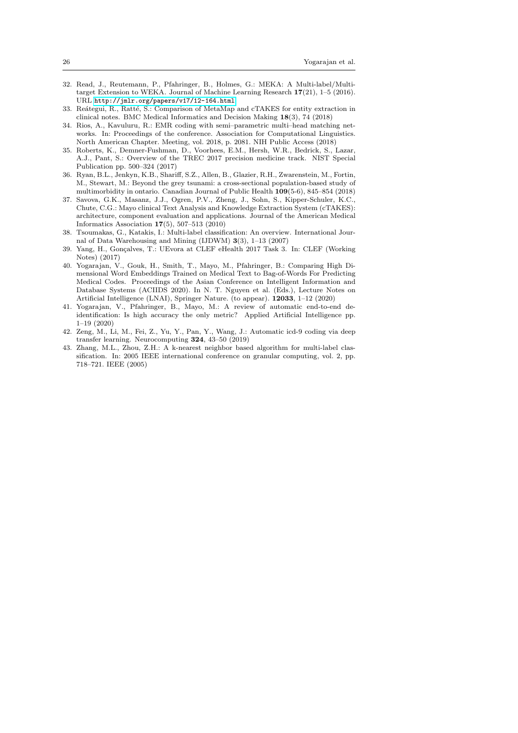32. Read, J., Reutemann, P., Pfahringer, B., Holmes, G.: MEKA: A Multi-label/Multi-target Extension to WEKA. Journal of Machine Learning Research **17**(21), 1–5 (2016). URL http://jmlr.org/papers/v17/12-164.html
33. Reátegui, R., Ratté, S.: Comparison of MetaMap and cTAKES for entity extraction in clinical notes. BMC Medical Informatics and Decision Making **18**(3), 74 (2018)
34. Rios, A., Kavuluru, R.: EMR coding with semi–parametric multi–head matching networks. In: Proceedings of the conference. Association for Computational Linguistics. North American Chapter. Meeting, vol. 2018, p. 2081. NIH Public Access (2018)
35. Roberts, K., Demner-Fushman, D., Voorhees, E.M., Hersh, W.R., Bedrick, S., Lazar, A.J., Pant, S.: Overview of the TREC 2017 precision medicine track. NIST Special Publication pp. 500–324 (2017)
36. Ryan, B.L., Jenkyn, K.B., Shariff, S.Z., Allen, B., Glazier, R.H., Zwarenstein, M., Fortin, M., Stewart, M.: Beyond the grey tsunami: a cross-sectional population-based study of multimorbidity in ontario. Canadian Journal of Public Health **109**(5-6), 845–854 (2018)
37. Savova, G.K., Masanz, J.J., Ogren, P.V., Zheng, J., Sohn, S., Kipper-Schuler, K.C., Chute, C.G.: Mayo clinical Text Analysis and Knowledge Extraction System (cTAKES): architecture, component evaluation and applications. Journal of the American Medical Informatics Association **17**(5), 507–513 (2010)
38. Tsoumakas, G., Katakis, I.: Multi-label classification: An overview. International Journal of Data Warehousing and Mining (IJDWM) **3**(3), 1–13 (2007)
39. Yang, H., Gonçalves, T.: UEvora at CLEF eHealth 2017 Task 3. In: CLEF (Working Notes) (2017)
40. Yogarajan, V., Gouk, H., Smith, T., Mayo, M., Pfahringer, B.: Comparing High Dimensional Word Embeddings Trained on Medical Text to Bag-of-Words For Predicting Medical Codes. Proceedings of the Asian Conference on Intelligent Information and Database Systems (ACIIDS 2020). In N. T. Nguyen et al. (Eds.), Lecture Notes on Artificial Intelligence (LNAI), Springer Nature. (to appear). **12033**, 1–12 (2020)
41. Yogarajan, V., Pfahringer, B., Mayo, M.: A review of automatic end-to-end de-identification: Is high accuracy the only metric? Applied Artificial Intelligence pp. 1–19 (2020)
42. Zeng, M., Li, M., Fei, Z., Yu, Y., Pan, Y., Wang, J.: Automatic icd-9 coding via deep transfer learning. Neurocomputing **324**, 43–50 (2019)
43. Zhang, M.L., Zhou, Z.H.: A k-nearest neighbor based algorithm for multi-label classification. In: 2005 IEEE international conference on granular computing, vol. 2, pp. 718–721. IEEE (2005)